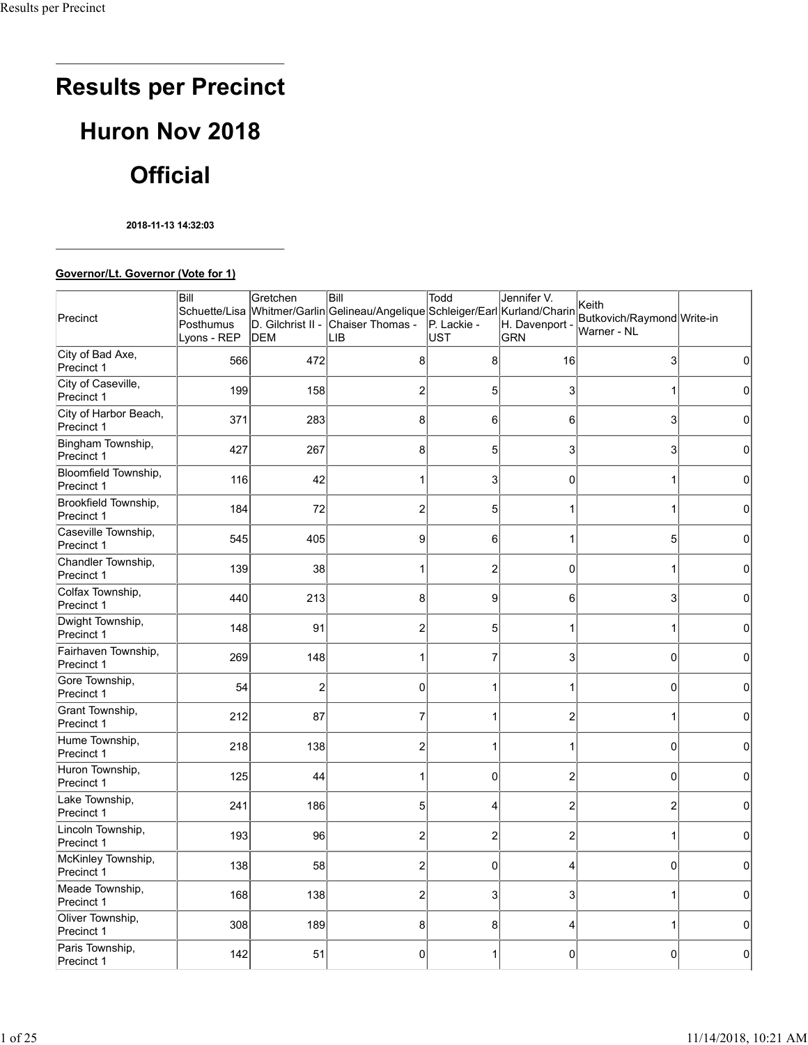# Results per Precinct

## Huron Nov 2018

## Official

**2018-11-13 14:32:03**

**Governor/Lt. Governor (Vote for 1)**

| Precinct | Bill Schuette/Lisa Posthumus Lyons - REP | Gretchen Whitmer/Garlin D. Gilchrist II - DEM | Bill Gelineau/Angelique Chaiser Thomas - LIB | Todd Schleiger/Earl P. Lackie - UST | Jennifer V. Kurland/Charin H. Davenport - GRN | Keith Butkovich/Raymond Warner - NL | Write-in |
|---|---|---|---|---|---|---|---|
| City of Bad Axe, Precinct 1 | 566 | 472 | 8 | 8 | 16 | 3 | 0 |
| City of Caseville, Precinct 1 | 199 | 158 | 2 | 5 | 3 | 1 | 0 |
| City of Harbor Beach, Precinct 1 | 371 | 283 | 8 | 6 | 6 | 3 | 0 |
| Bingham Township, Precinct 1 | 427 | 267 | 8 | 5 | 3 | 3 | 0 |
| Bloomfield Township, Precinct 1 | 116 | 42 | 1 | 3 | 0 | 1 | 0 |
| Brookfield Township, Precinct 1 | 184 | 72 | 2 | 5 | 1 | 1 | 0 |
| Caseville Township, Precinct 1 | 545 | 405 | 9 | 6 | 1 | 5 | 0 |
| Chandler Township, Precinct 1 | 139 | 38 | 1 | 2 | 0 | 1 | 0 |
| Colfax Township, Precinct 1 | 440 | 213 | 8 | 9 | 6 | 3 | 0 |
| Dwight Township, Precinct 1 | 148 | 91 | 2 | 5 | 1 | 1 | 0 |
| Fairhaven Township, Precinct 1 | 269 | 148 | 1 | 7 | 3 | 0 | 0 |
| Gore Township, Precinct 1 | 54 | 2 | 0 | 1 | 1 | 0 | 0 |
| Grant Township, Precinct 1 | 212 | 87 | 7 | 1 | 2 | 1 | 0 |
| Hume Township, Precinct 1 | 218 | 138 | 2 | 1 | 1 | 0 | 0 |
| Huron Township, Precinct 1 | 125 | 44 | 1 | 0 | 2 | 0 | 0 |
| Lake Township, Precinct 1 | 241 | 186 | 5 | 4 | 2 | 2 | 0 |
| Lincoln Township, Precinct 1 | 193 | 96 | 2 | 2 | 2 | 1 | 0 |
| McKinley Township, Precinct 1 | 138 | 58 | 2 | 0 | 4 | 0 | 0 |
| Meade Township, Precinct 1 | 168 | 138 | 2 | 3 | 3 | 1 | 0 |
| Oliver Township, Precinct 1 | 308 | 189 | 8 | 8 | 4 | 1 | 0 |
| Paris Township, Precinct 1 | 142 | 51 | 0 | 1 | 0 | 0 | 0 |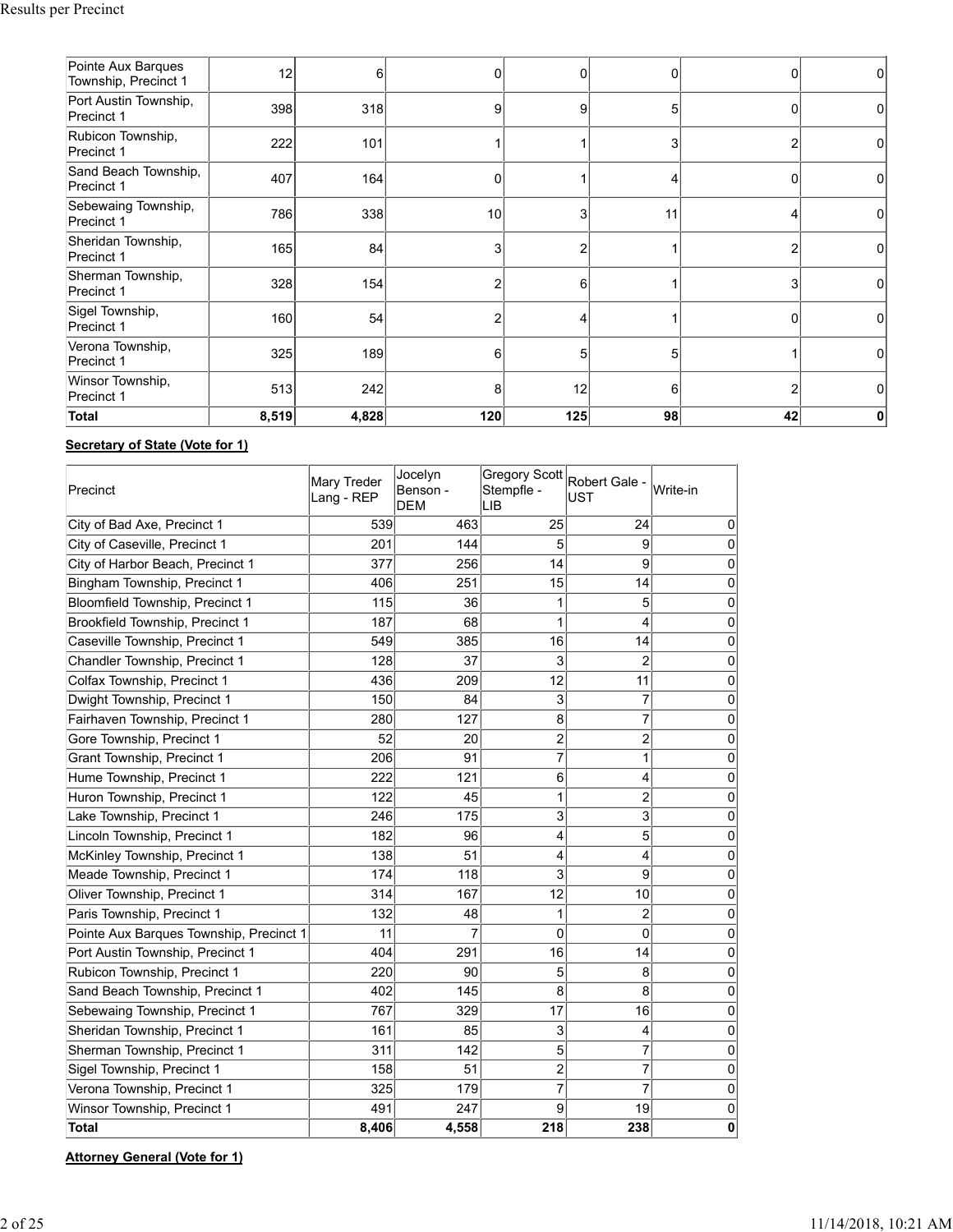| | | | | | | | |
|---|---|---|---|---|---|---|---|
| Pointe Aux Barques Township, Precinct 1 | 12 | 6 | 0 | 0 | 0 | 0 | 0 |
| Port Austin Township, Precinct 1 | 398 | 318 | 9 | 9 | 5 | 0 | 0 |
| Rubicon Township, Precinct 1 | 222 | 101 | 1 | 1 | 3 | 2 | 0 |
| Sand Beach Township, Precinct 1 | 407 | 164 | 0 | 1 | 4 | 0 | 0 |
| Sebewaing Township, Precinct 1 | 786 | 338 | 10 | 3 | 11 | 4 | 0 |
| Sheridan Township, Precinct 1 | 165 | 84 | 3 | 2 | 1 | 2 | 0 |
| Sherman Township, Precinct 1 | 328 | 154 | 2 | 6 | 1 | 3 | 0 |
| Sigel Township, Precinct 1 | 160 | 54 | 2 | 4 | 1 | 0 | 0 |
| Verona Township, Precinct 1 | 325 | 189 | 6 | 5 | 5 | 1 | 0 |
| Winsor Township, Precinct 1 | 513 | 242 | 8 | 12 | 6 | 2 | 0 |
| **Total** | **8,519** | **4,828** | **120** | **125** | **98** | **42** | **0** |

**Secretary of State (Vote for 1)**

| Precinct | Mary Treder Lang - REP | Jocelyn Benson - DEM | Gregory Scott Stempfle - LIB | Robert Gale - UST | Write-in |
|---|---|---|---|---|---|
| City of Bad Axe, Precinct 1 | 539 | 463 | 25 | 24 | 0 |
| City of Caseville, Precinct 1 | 201 | 144 | 5 | 9 | 0 |
| City of Harbor Beach, Precinct 1 | 377 | 256 | 14 | 9 | 0 |
| Bingham Township, Precinct 1 | 406 | 251 | 15 | 14 | 0 |
| Bloomfield Township, Precinct 1 | 115 | 36 | 1 | 5 | 0 |
| Brookfield Township, Precinct 1 | 187 | 68 | 1 | 4 | 0 |
| Caseville Township, Precinct 1 | 549 | 385 | 16 | 14 | 0 |
| Chandler Township, Precinct 1 | 128 | 37 | 3 | 2 | 0 |
| Colfax Township, Precinct 1 | 436 | 209 | 12 | 11 | 0 |
| Dwight Township, Precinct 1 | 150 | 84 | 3 | 7 | 0 |
| Fairhaven Township, Precinct 1 | 280 | 127 | 8 | 7 | 0 |
| Gore Township, Precinct 1 | 52 | 20 | 2 | 2 | 0 |
| Grant Township, Precinct 1 | 206 | 91 | 7 | 1 | 0 |
| Hume Township, Precinct 1 | 222 | 121 | 6 | 4 | 0 |
| Huron Township, Precinct 1 | 122 | 45 | 1 | 2 | 0 |
| Lake Township, Precinct 1 | 246 | 175 | 3 | 3 | 0 |
| Lincoln Township, Precinct 1 | 182 | 96 | 4 | 5 | 0 |
| McKinley Township, Precinct 1 | 138 | 51 | 4 | 4 | 0 |
| Meade Township, Precinct 1 | 174 | 118 | 3 | 9 | 0 |
| Oliver Township, Precinct 1 | 314 | 167 | 12 | 10 | 0 |
| Paris Township, Precinct 1 | 132 | 48 | 1 | 2 | 0 |
| Pointe Aux Barques Township, Precinct 1 | 11 | 7 | 0 | 0 | 0 |
| Port Austin Township, Precinct 1 | 404 | 291 | 16 | 14 | 0 |
| Rubicon Township, Precinct 1 | 220 | 90 | 5 | 8 | 0 |
| Sand Beach Township, Precinct 1 | 402 | 145 | 8 | 8 | 0 |
| Sebewaing Township, Precinct 1 | 767 | 329 | 17 | 16 | 0 |
| Sheridan Township, Precinct 1 | 161 | 85 | 3 | 4 | 0 |
| Sherman Township, Precinct 1 | 311 | 142 | 5 | 7 | 0 |
| Sigel Township, Precinct 1 | 158 | 51 | 2 | 7 | 0 |
| Verona Township, Precinct 1 | 325 | 179 | 7 | 7 | 0 |
| Winsor Township, Precinct 1 | 491 | 247 | 9 | 19 | 0 |
| **Total** | **8,406** | **4,558** | **218** | **238** | **0** |

**Attorney General (Vote for 1)**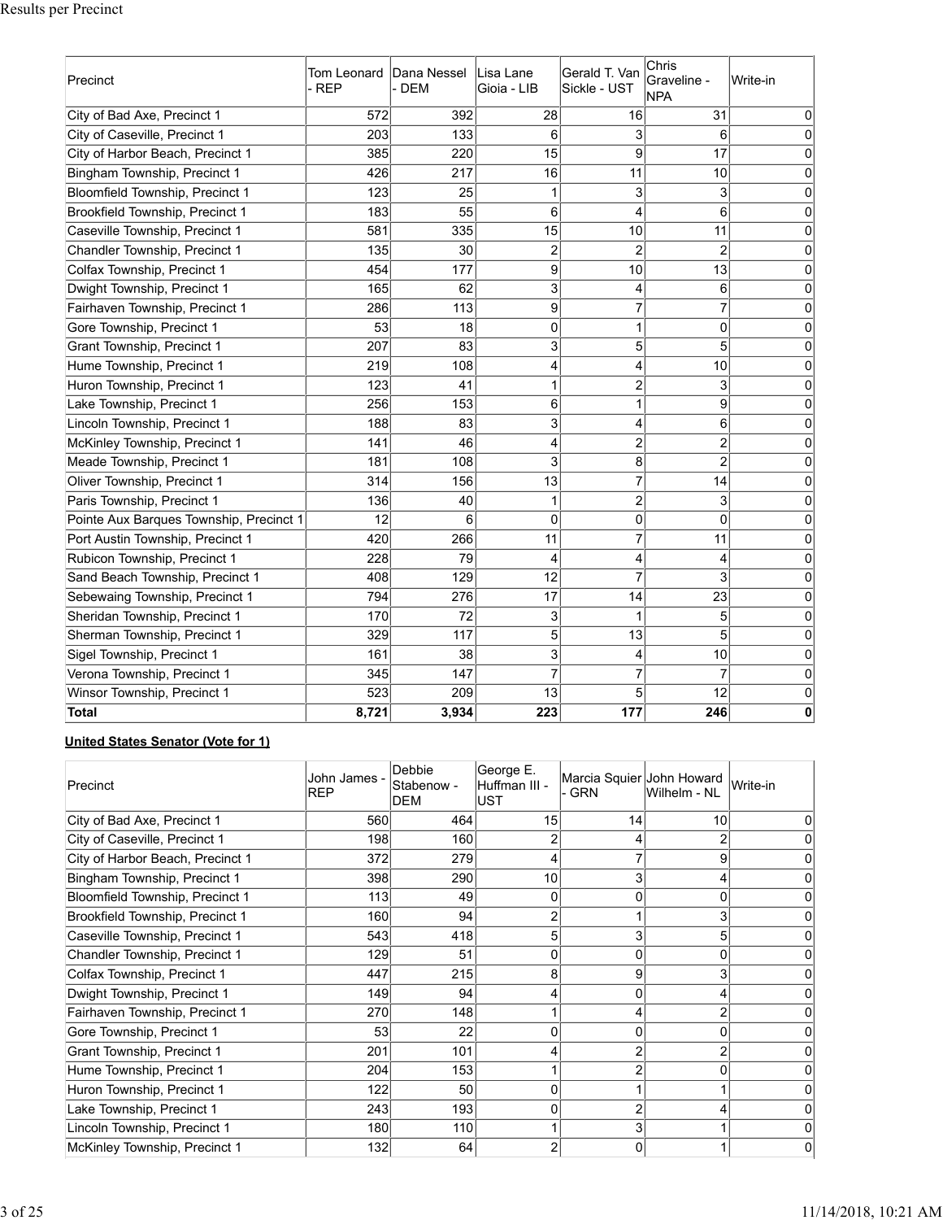Results per Precinct

| Precinct | Tom Leonard - REP | Dana Nessel - DEM | Lisa Lane Gioia - LIB | Gerald T. Van Sickle - UST | Chris Graveline - NPA | Write-in |
|---|---|---|---|---|---|---|
| City of Bad Axe, Precinct 1 | 572 | 392 | 28 | 16 | 31 | 0 |
| City of Caseville, Precinct 1 | 203 | 133 | 6 | 3 | 6 | 0 |
| City of Harbor Beach, Precinct 1 | 385 | 220 | 15 | 9 | 17 | 0 |
| Bingham Township, Precinct 1 | 426 | 217 | 16 | 11 | 10 | 0 |
| Bloomfield Township, Precinct 1 | 123 | 25 | 1 | 3 | 3 | 0 |
| Brookfield Township, Precinct 1 | 183 | 55 | 6 | 4 | 6 | 0 |
| Caseville Township, Precinct 1 | 581 | 335 | 15 | 10 | 11 | 0 |
| Chandler Township, Precinct 1 | 135 | 30 | 2 | 2 | 2 | 0 |
| Colfax Township, Precinct 1 | 454 | 177 | 9 | 10 | 13 | 0 |
| Dwight Township, Precinct 1 | 165 | 62 | 3 | 4 | 6 | 0 |
| Fairhaven Township, Precinct 1 | 286 | 113 | 9 | 7 | 7 | 0 |
| Gore Township, Precinct 1 | 53 | 18 | 0 | 1 | 0 | 0 |
| Grant Township, Precinct 1 | 207 | 83 | 3 | 5 | 5 | 0 |
| Hume Township, Precinct 1 | 219 | 108 | 4 | 4 | 10 | 0 |
| Huron Township, Precinct 1 | 123 | 41 | 1 | 2 | 3 | 0 |
| Lake Township, Precinct 1 | 256 | 153 | 6 | 1 | 9 | 0 |
| Lincoln Township, Precinct 1 | 188 | 83 | 3 | 4 | 6 | 0 |
| McKinley Township, Precinct 1 | 141 | 46 | 4 | 2 | 2 | 0 |
| Meade Township, Precinct 1 | 181 | 108 | 3 | 8 | 2 | 0 |
| Oliver Township, Precinct 1 | 314 | 156 | 13 | 7 | 14 | 0 |
| Paris Township, Precinct 1 | 136 | 40 | 1 | 2 | 3 | 0 |
| Pointe Aux Barques Township, Precinct 1 | 12 | 6 | 0 | 0 | 0 | 0 |
| Port Austin Township, Precinct 1 | 420 | 266 | 11 | 7 | 11 | 0 |
| Rubicon Township, Precinct 1 | 228 | 79 | 4 | 4 | 4 | 0 |
| Sand Beach Township, Precinct 1 | 408 | 129 | 12 | 7 | 3 | 0 |
| Sebewaing Township, Precinct 1 | 794 | 276 | 17 | 14 | 23 | 0 |
| Sheridan Township, Precinct 1 | 170 | 72 | 3 | 1 | 5 | 0 |
| Sherman Township, Precinct 1 | 329 | 117 | 5 | 13 | 5 | 0 |
| Sigel Township, Precinct 1 | 161 | 38 | 3 | 4 | 10 | 0 |
| Verona Township, Precinct 1 | 345 | 147 | 7 | 7 | 7 | 0 |
| Winsor Township, Precinct 1 | 523 | 209 | 13 | 5 | 12 | 0 |
| **Total** | **8,721** | **3,934** | **223** | **177** | **246** | **0** |

**United States Senator (Vote for 1)**

| Precinct | John James - REP | Debbie Stabenow - DEM | George E. Huffman III - UST | Marcia Squier - GRN | John Howard Wilhelm - NL | Write-in |
|---|---|---|---|---|---|---|
| City of Bad Axe, Precinct 1 | 560 | 464 | 15 | 14 | 10 | 0 |
| City of Caseville, Precinct 1 | 198 | 160 | 2 | 4 | 2 | 0 |
| City of Harbor Beach, Precinct 1 | 372 | 279 | 4 | 7 | 9 | 0 |
| Bingham Township, Precinct 1 | 398 | 290 | 10 | 3 | 4 | 0 |
| Bloomfield Township, Precinct 1 | 113 | 49 | 0 | 0 | 0 | 0 |
| Brookfield Township, Precinct 1 | 160 | 94 | 2 | 1 | 3 | 0 |
| Caseville Township, Precinct 1 | 543 | 418 | 5 | 3 | 5 | 0 |
| Chandler Township, Precinct 1 | 129 | 51 | 0 | 0 | 0 | 0 |
| Colfax Township, Precinct 1 | 447 | 215 | 8 | 9 | 3 | 0 |
| Dwight Township, Precinct 1 | 149 | 94 | 4 | 0 | 4 | 0 |
| Fairhaven Township, Precinct 1 | 270 | 148 | 1 | 4 | 2 | 0 |
| Gore Township, Precinct 1 | 53 | 22 | 0 | 0 | 0 | 0 |
| Grant Township, Precinct 1 | 201 | 101 | 4 | 2 | 2 | 0 |
| Hume Township, Precinct 1 | 204 | 153 | 1 | 2 | 0 | 0 |
| Huron Township, Precinct 1 | 122 | 50 | 0 | 1 | 1 | 0 |
| Lake Township, Precinct 1 | 243 | 193 | 0 | 2 | 4 | 0 |
| Lincoln Township, Precinct 1 | 180 | 110 | 1 | 3 | 1 | 0 |
| McKinley Township, Precinct 1 | 132 | 64 | 2 | 0 | 1 | 0 |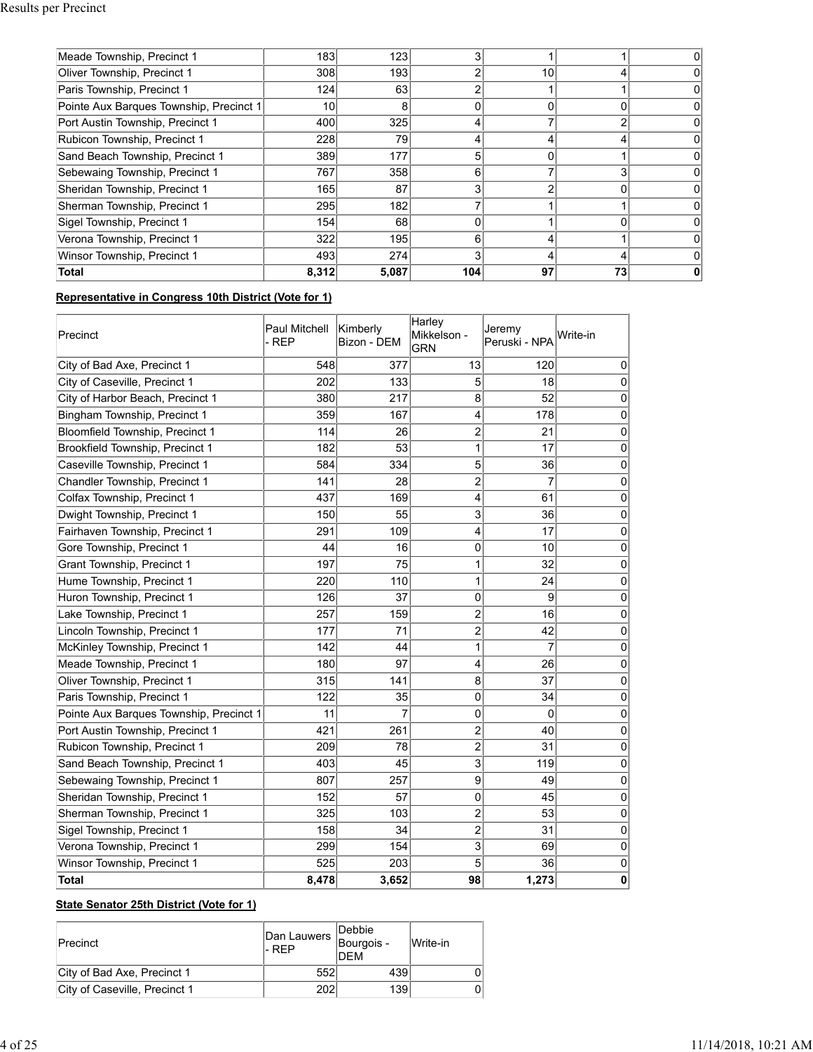| Meade Township, Precinct 1 | 183 | 123 | 3 | 1 | 1 | 0 |
|---|---|---|---|---|---|---|
| Oliver Township, Precinct 1 | 308 | 193 | 2 | 10 | 4 | 0 |
| Paris Township, Precinct 1 | 124 | 63 | 2 | 1 | 1 | 0 |
| Pointe Aux Barques Township, Precinct 1 | 10 | 8 | 0 | 0 | 0 | 0 |
| Port Austin Township, Precinct 1 | 400 | 325 | 4 | 7 | 2 | 0 |
| Rubicon Township, Precinct 1 | 228 | 79 | 4 | 4 | 4 | 0 |
| Sand Beach Township, Precinct 1 | 389 | 177 | 5 | 0 | 1 | 0 |
| Sebewaing Township, Precinct 1 | 767 | 358 | 6 | 7 | 3 | 0 |
| Sheridan Township, Precinct 1 | 165 | 87 | 3 | 2 | 0 | 0 |
| Sherman Township, Precinct 1 | 295 | 182 | 7 | 1 | 1 | 0 |
| Sigel Township, Precinct 1 | 154 | 68 | 0 | 1 | 0 | 0 |
| Verona Township, Precinct 1 | 322 | 195 | 6 | 4 | 1 | 0 |
| Winsor Township, Precinct 1 | 493 | 274 | 3 | 4 | 4 | 0 |
| **Total** | **8,312** | **5,087** | **104** | **97** | **73** | **0** |

**Representative in Congress 10th District (Vote for 1)**

| Precinct | Paul Mitchell - REP | Kimberly Bizon - DEM | Harley Mikkelson - GRN | Jeremy Peruski - NPA | Write-in |
|---|---|---|---|---|---|
| City of Bad Axe, Precinct 1 | 548 | 377 | 13 | 120 | 0 |
| City of Caseville, Precinct 1 | 202 | 133 | 5 | 18 | 0 |
| City of Harbor Beach, Precinct 1 | 380 | 217 | 8 | 52 | 0 |
| Bingham Township, Precinct 1 | 359 | 167 | 4 | 178 | 0 |
| Bloomfield Township, Precinct 1 | 114 | 26 | 2 | 21 | 0 |
| Brookfield Township, Precinct 1 | 182 | 53 | 1 | 17 | 0 |
| Caseville Township, Precinct 1 | 584 | 334 | 5 | 36 | 0 |
| Chandler Township, Precinct 1 | 141 | 28 | 2 | 7 | 0 |
| Colfax Township, Precinct 1 | 437 | 169 | 4 | 61 | 0 |
| Dwight Township, Precinct 1 | 150 | 55 | 3 | 36 | 0 |
| Fairhaven Township, Precinct 1 | 291 | 109 | 4 | 17 | 0 |
| Gore Township, Precinct 1 | 44 | 16 | 0 | 10 | 0 |
| Grant Township, Precinct 1 | 197 | 75 | 1 | 32 | 0 |
| Hume Township, Precinct 1 | 220 | 110 | 1 | 24 | 0 |
| Huron Township, Precinct 1 | 126 | 37 | 0 | 9 | 0 |
| Lake Township, Precinct 1 | 257 | 159 | 2 | 16 | 0 |
| Lincoln Township, Precinct 1 | 177 | 71 | 2 | 42 | 0 |
| McKinley Township, Precinct 1 | 142 | 44 | 1 | 7 | 0 |
| Meade Township, Precinct 1 | 180 | 97 | 4 | 26 | 0 |
| Oliver Township, Precinct 1 | 315 | 141 | 8 | 37 | 0 |
| Paris Township, Precinct 1 | 122 | 35 | 0 | 34 | 0 |
| Pointe Aux Barques Township, Precinct 1 | 11 | 7 | 0 | 0 | 0 |
| Port Austin Township, Precinct 1 | 421 | 261 | 2 | 40 | 0 |
| Rubicon Township, Precinct 1 | 209 | 78 | 2 | 31 | 0 |
| Sand Beach Township, Precinct 1 | 403 | 45 | 3 | 119 | 0 |
| Sebewaing Township, Precinct 1 | 807 | 257 | 9 | 49 | 0 |
| Sheridan Township, Precinct 1 | 152 | 57 | 0 | 45 | 0 |
| Sherman Township, Precinct 1 | 325 | 103 | 2 | 53 | 0 |
| Sigel Township, Precinct 1 | 158 | 34 | 2 | 31 | 0 |
| Verona Township, Precinct 1 | 299 | 154 | 3 | 69 | 0 |
| Winsor Township, Precinct 1 | 525 | 203 | 5 | 36 | 0 |
| **Total** | **8,478** | **3,652** | **98** | **1,273** | **0** |

**State Senator 25th District (Vote for 1)**

| Precinct | Dan Lauwers - REP | Debbie Bourgois - DEM | Write-in |
|---|---|---|---|
| City of Bad Axe, Precinct 1 | 552 | 439 | 0 |
| City of Caseville, Precinct 1 | 202 | 139 | 0 |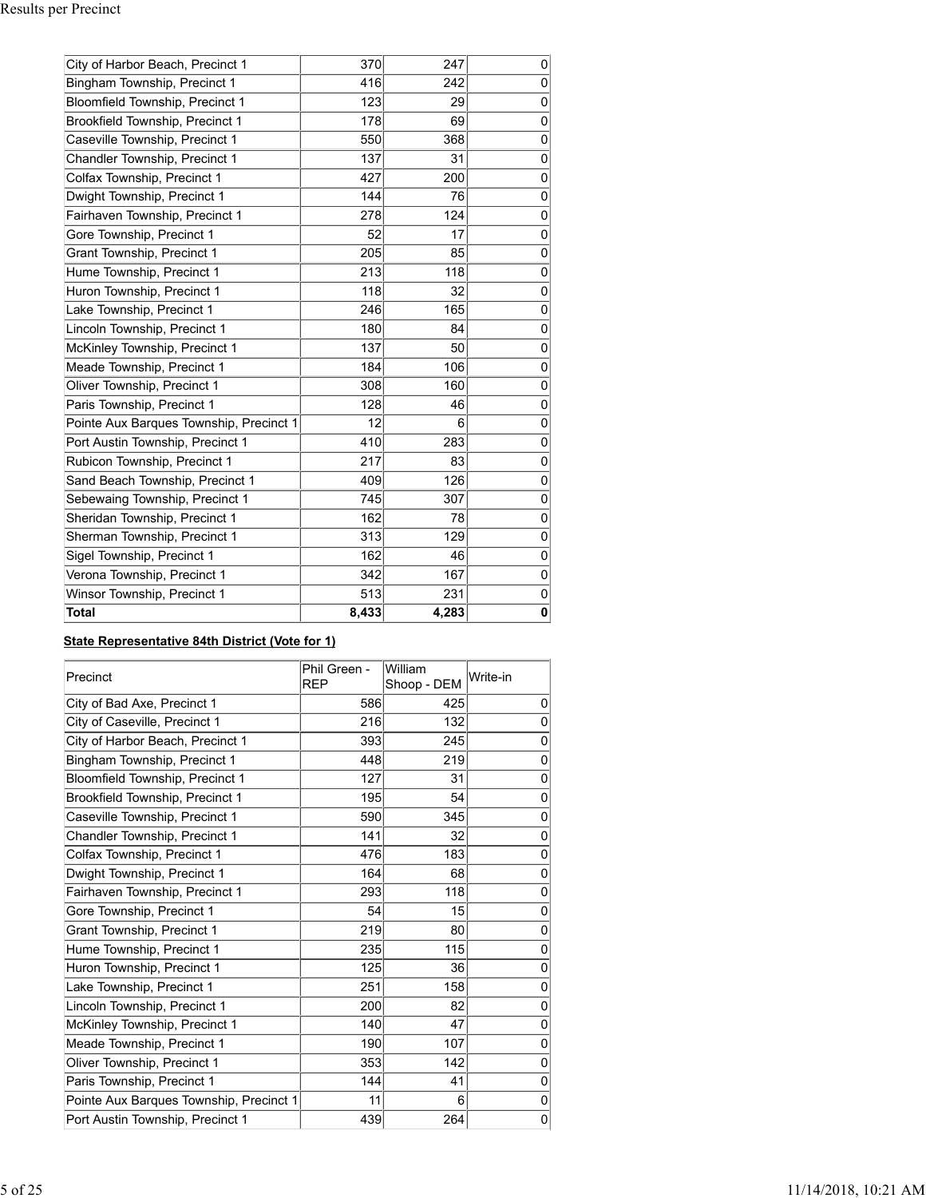| | | | |
|---|---|---|---|
| City of Harbor Beach, Precinct 1 | 370 | 247 | 0 |
| Bingham Township, Precinct 1 | 416 | 242 | 0 |
| Bloomfield Township, Precinct 1 | 123 | 29 | 0 |
| Brookfield Township, Precinct 1 | 178 | 69 | 0 |
| Caseville Township, Precinct 1 | 550 | 368 | 0 |
| Chandler Township, Precinct 1 | 137 | 31 | 0 |
| Colfax Township, Precinct 1 | 427 | 200 | 0 |
| Dwight Township, Precinct 1 | 144 | 76 | 0 |
| Fairhaven Township, Precinct 1 | 278 | 124 | 0 |
| Gore Township, Precinct 1 | 52 | 17 | 0 |
| Grant Township, Precinct 1 | 205 | 85 | 0 |
| Hume Township, Precinct 1 | 213 | 118 | 0 |
| Huron Township, Precinct 1 | 118 | 32 | 0 |
| Lake Township, Precinct 1 | 246 | 165 | 0 |
| Lincoln Township, Precinct 1 | 180 | 84 | 0 |
| McKinley Township, Precinct 1 | 137 | 50 | 0 |
| Meade Township, Precinct 1 | 184 | 106 | 0 |
| Oliver Township, Precinct 1 | 308 | 160 | 0 |
| Paris Township, Precinct 1 | 128 | 46 | 0 |
| Pointe Aux Barques Township, Precinct 1 | 12 | 6 | 0 |
| Port Austin Township, Precinct 1 | 410 | 283 | 0 |
| Rubicon Township, Precinct 1 | 217 | 83 | 0 |
| Sand Beach Township, Precinct 1 | 409 | 126 | 0 |
| Sebewaing Township, Precinct 1 | 745 | 307 | 0 |
| Sheridan Township, Precinct 1 | 162 | 78 | 0 |
| Sherman Township, Precinct 1 | 313 | 129 | 0 |
| Sigel Township, Precinct 1 | 162 | 46 | 0 |
| Verona Township, Precinct 1 | 342 | 167 | 0 |
| Winsor Township, Precinct 1 | 513 | 231 | 0 |
| **Total** | **8,433** | **4,283** | **0** |

**State Representative 84th District (Vote for 1)**

| Precinct | Phil Green - REP | William Shoop - DEM | Write-in |
|---|---|---|---|
| City of Bad Axe, Precinct 1 | 586 | 425 | 0 |
| City of Caseville, Precinct 1 | 216 | 132 | 0 |
| City of Harbor Beach, Precinct 1 | 393 | 245 | 0 |
| Bingham Township, Precinct 1 | 448 | 219 | 0 |
| Bloomfield Township, Precinct 1 | 127 | 31 | 0 |
| Brookfield Township, Precinct 1 | 195 | 54 | 0 |
| Caseville Township, Precinct 1 | 590 | 345 | 0 |
| Chandler Township, Precinct 1 | 141 | 32 | 0 |
| Colfax Township, Precinct 1 | 476 | 183 | 0 |
| Dwight Township, Precinct 1 | 164 | 68 | 0 |
| Fairhaven Township, Precinct 1 | 293 | 118 | 0 |
| Gore Township, Precinct 1 | 54 | 15 | 0 |
| Grant Township, Precinct 1 | 219 | 80 | 0 |
| Hume Township, Precinct 1 | 235 | 115 | 0 |
| Huron Township, Precinct 1 | 125 | 36 | 0 |
| Lake Township, Precinct 1 | 251 | 158 | 0 |
| Lincoln Township, Precinct 1 | 200 | 82 | 0 |
| McKinley Township, Precinct 1 | 140 | 47 | 0 |
| Meade Township, Precinct 1 | 190 | 107 | 0 |
| Oliver Township, Precinct 1 | 353 | 142 | 0 |
| Paris Township, Precinct 1 | 144 | 41 | 0 |
| Pointe Aux Barques Township, Precinct 1 | 11 | 6 | 0 |
| Port Austin Township, Precinct 1 | 439 | 264 | 0 |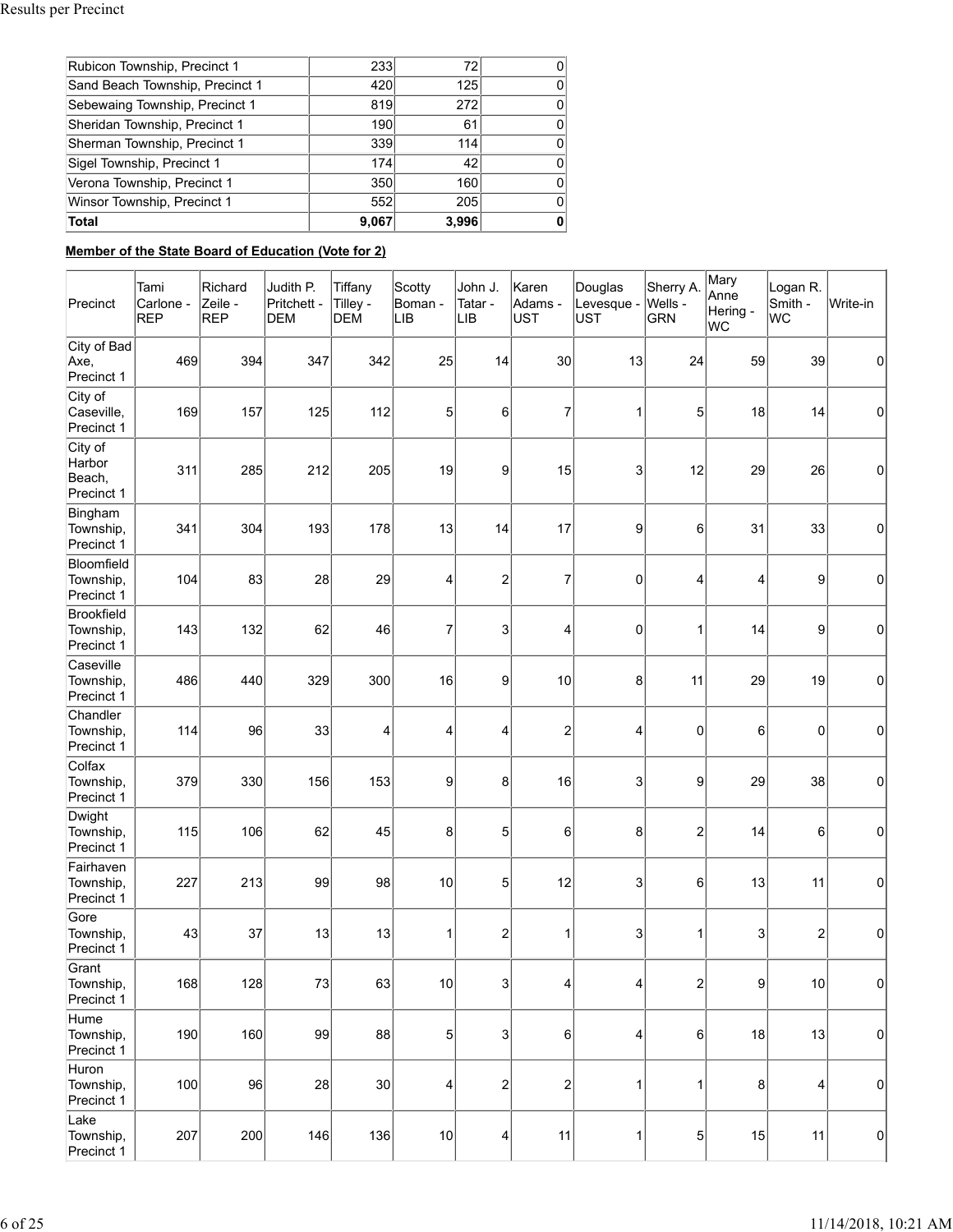| | | | |
|---|---|---|---|
| Rubicon Township, Precinct 1 | 233 | 72 | 0 |
| Sand Beach Township, Precinct 1 | 420 | 125 | 0 |
| Sebewaing Township, Precinct 1 | 819 | 272 | 0 |
| Sheridan Township, Precinct 1 | 190 | 61 | 0 |
| Sherman Township, Precinct 1 | 339 | 114 | 0 |
| Sigel Township, Precinct 1 | 174 | 42 | 0 |
| Verona Township, Precinct 1 | 350 | 160 | 0 |
| Winsor Township, Precinct 1 | 552 | 205 | 0 |
| **Total** | **9,067** | **3,996** | **0** |

**Member of the State Board of Education (Vote for 2)**

| Precinct | Tami Carlone - REP | Richard Zeile - REP | Judith P. Pritchett - DEM | Tiffany Tilley - DEM | Scotty Boman - LIB | John J. Tatar - LIB | Karen Adams - UST | Douglas Levesque - UST | Sherry A. Wells - GRN | Mary Anne Hering - WC | Logan R. Smith - WC | Write-in |
|---|---|---|---|---|---|---|---|---|---|---|---|---|
| City of Bad Axe, Precinct 1 | 469 | 394 | 347 | 342 | 25 | 14 | 30 | 13 | 24 | 59 | 39 | 0 |
| City of Caseville, Precinct 1 | 169 | 157 | 125 | 112 | 5 | 6 | 7 | 1 | 5 | 18 | 14 | 0 |
| City of Harbor Beach, Precinct 1 | 311 | 285 | 212 | 205 | 19 | 9 | 15 | 3 | 12 | 29 | 26 | 0 |
| Bingham Township, Precinct 1 | 341 | 304 | 193 | 178 | 13 | 14 | 17 | 9 | 6 | 31 | 33 | 0 |
| Bloomfield Township, Precinct 1 | 104 | 83 | 28 | 29 | 4 | 2 | 7 | 0 | 4 | 4 | 9 | 0 |
| Brookfield Township, Precinct 1 | 143 | 132 | 62 | 46 | 7 | 3 | 4 | 0 | 1 | 14 | 9 | 0 |
| Caseville Township, Precinct 1 | 486 | 440 | 329 | 300 | 16 | 9 | 10 | 8 | 11 | 29 | 19 | 0 |
| Chandler Township, Precinct 1 | 114 | 96 | 33 | 4 | 4 | 4 | 2 | 4 | 0 | 6 | 0 | 0 |
| Colfax Township, Precinct 1 | 379 | 330 | 156 | 153 | 9 | 8 | 16 | 3 | 9 | 29 | 38 | 0 |
| Dwight Township, Precinct 1 | 115 | 106 | 62 | 45 | 8 | 5 | 6 | 8 | 2 | 14 | 6 | 0 |
| Fairhaven Township, Precinct 1 | 227 | 213 | 99 | 98 | 10 | 5 | 12 | 3 | 6 | 13 | 11 | 0 |
| Gore Township, Precinct 1 | 43 | 37 | 13 | 13 | 1 | 2 | 1 | 3 | 1 | 3 | 2 | 0 |
| Grant Township, Precinct 1 | 168 | 128 | 73 | 63 | 10 | 3 | 4 | 4 | 2 | 9 | 10 | 0 |
| Hume Township, Precinct 1 | 190 | 160 | 99 | 88 | 5 | 3 | 6 | 4 | 6 | 18 | 13 | 0 |
| Huron Township, Precinct 1 | 100 | 96 | 28 | 30 | 4 | 2 | 2 | 1 | 1 | 8 | 4 | 0 |
| Lake Township, Precinct 1 | 207 | 200 | 146 | 136 | 10 | 4 | 11 | 1 | 5 | 15 | 11 | 0 |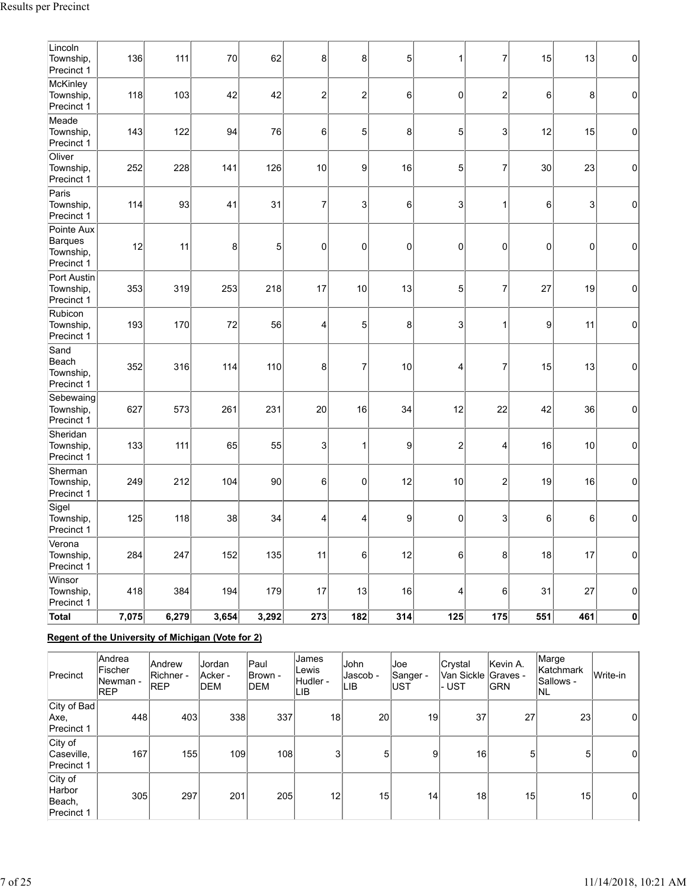Results per Precinct

| | | | | | | | | | | | | |
|---|---|---|---|---|---|---|---|---|---|---|---|---|
| Lincoln Township, Precinct 1 | 136 | 111 | 70 | 62 | 8 | 8 | 5 | 1 | 7 | 15 | 13 | 0 |
| McKinley Township, Precinct 1 | 118 | 103 | 42 | 42 | 2 | 2 | 6 | 0 | 2 | 6 | 8 | 0 |
| Meade Township, Precinct 1 | 143 | 122 | 94 | 76 | 6 | 5 | 8 | 5 | 3 | 12 | 15 | 0 |
| Oliver Township, Precinct 1 | 252 | 228 | 141 | 126 | 10 | 9 | 16 | 5 | 7 | 30 | 23 | 0 |
| Paris Township, Precinct 1 | 114 | 93 | 41 | 31 | 7 | 3 | 6 | 3 | 1 | 6 | 3 | 0 |
| Pointe Aux Barques Township, Precinct 1 | 12 | 11 | 8 | 5 | 0 | 0 | 0 | 0 | 0 | 0 | 0 | 0 |
| Port Austin Township, Precinct 1 | 353 | 319 | 253 | 218 | 17 | 10 | 13 | 5 | 7 | 27 | 19 | 0 |
| Rubicon Township, Precinct 1 | 193 | 170 | 72 | 56 | 4 | 5 | 8 | 3 | 1 | 9 | 11 | 0 |
| Sand Beach Township, Precinct 1 | 352 | 316 | 114 | 110 | 8 | 7 | 10 | 4 | 7 | 15 | 13 | 0 |
| Sebewaing Township, Precinct 1 | 627 | 573 | 261 | 231 | 20 | 16 | 34 | 12 | 22 | 42 | 36 | 0 |
| Sheridan Township, Precinct 1 | 133 | 111 | 65 | 55 | 3 | 1 | 9 | 2 | 4 | 16 | 10 | 0 |
| Sherman Township, Precinct 1 | 249 | 212 | 104 | 90 | 6 | 0 | 12 | 10 | 2 | 19 | 16 | 0 |
| Sigel Township, Precinct 1 | 125 | 118 | 38 | 34 | 4 | 4 | 9 | 0 | 3 | 6 | 6 | 0 |
| Verona Township, Precinct 1 | 284 | 247 | 152 | 135 | 11 | 6 | 12 | 6 | 8 | 18 | 17 | 0 |
| Winsor Township, Precinct 1 | 418 | 384 | 194 | 179 | 17 | 13 | 16 | 4 | 6 | 31 | 27 | 0 |
| **Total** | **7,075** | **6,279** | **3,654** | **3,292** | **273** | **182** | **314** | **125** | **175** | **551** | **461** | **0** |

**Regent of the University of Michigan (Vote for 2)**

| Precinct | Andrea Fischer Newman - REP | Andrew Richner - REP | Jordan Acker - DEM | Paul Brown - DEM | James Lewis Hudler - LIB | John Jascob - LIB | Joe Sanger - UST | Crystal Van Sickle - UST | Kevin A. Graves - GRN | Marge Katchmark Sallows - NL | Write-in |
|---|---|---|---|---|---|---|---|---|---|---|---|
| City of Bad Axe, Precinct 1 | 448 | 403 | 338 | 337 | 18 | 20 | 19 | 37 | 27 | 23 | 0 |
| City of Caseville, Precinct 1 | 167 | 155 | 109 | 108 | 3 | 5 | 9 | 16 | 5 | 5 | 0 |
| City of Harbor Beach, Precinct 1 | 305 | 297 | 201 | 205 | 12 | 15 | 14 | 18 | 15 | 15 | 0 |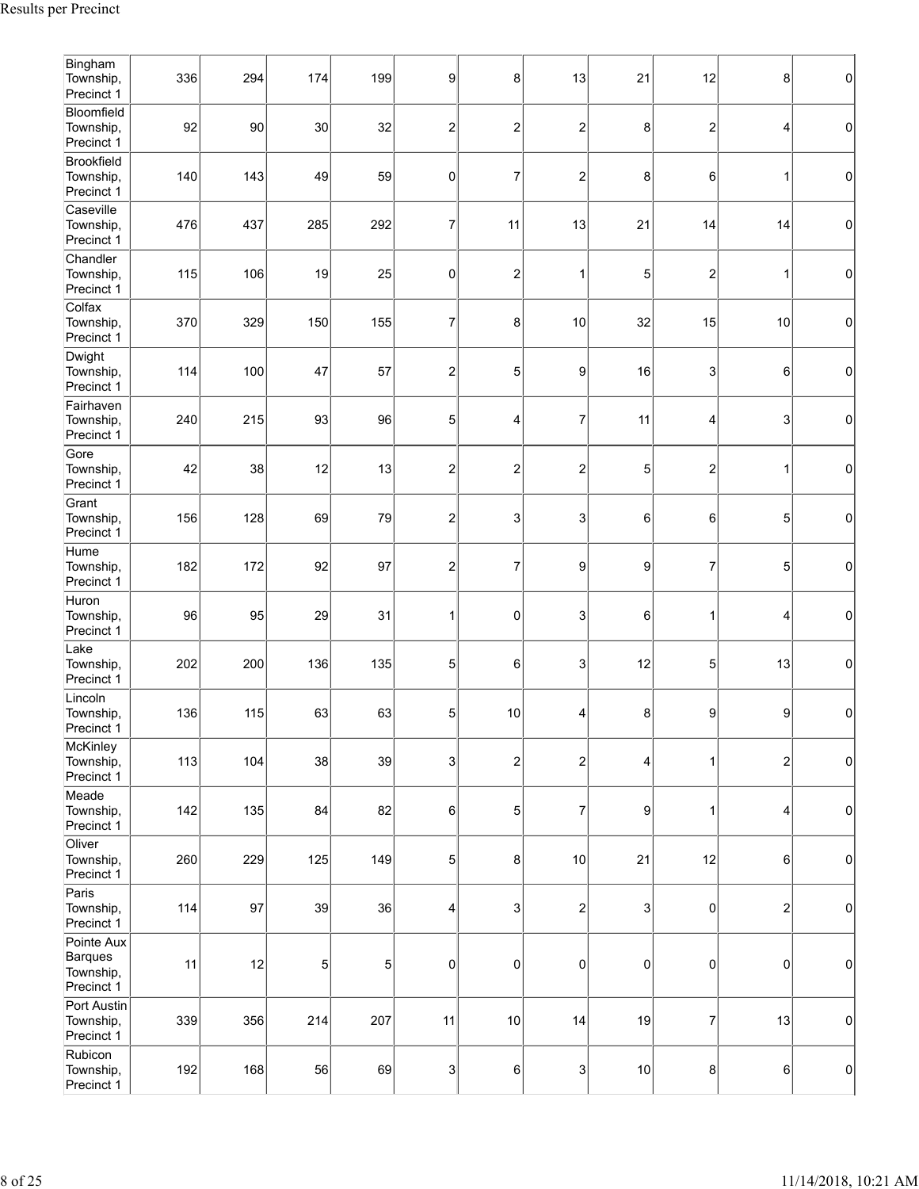Results per Precinct

| | | | | | | | | | | | |
|---|---|---|---|---|---|---|---|---|---|---|---|
| Bingham Township, Precinct 1 | 336 | 294 | 174 | 199 | 9 | 8 | 13 | 21 | 12 | 8 | 0 |
| Bloomfield Township, Precinct 1 | 92 | 90 | 30 | 32 | 2 | 2 | 2 | 8 | 2 | 4 | 0 |
| Brookfield Township, Precinct 1 | 140 | 143 | 49 | 59 | 0 | 7 | 2 | 8 | 6 | 1 | 0 |
| Caseville Township, Precinct 1 | 476 | 437 | 285 | 292 | 7 | 11 | 13 | 21 | 14 | 14 | 0 |
| Chandler Township, Precinct 1 | 115 | 106 | 19 | 25 | 0 | 2 | 1 | 5 | 2 | 1 | 0 |
| Colfax Township, Precinct 1 | 370 | 329 | 150 | 155 | 7 | 8 | 10 | 32 | 15 | 10 | 0 |
| Dwight Township, Precinct 1 | 114 | 100 | 47 | 57 | 2 | 5 | 9 | 16 | 3 | 6 | 0 |
| Fairhaven Township, Precinct 1 | 240 | 215 | 93 | 96 | 5 | 4 | 7 | 11 | 4 | 3 | 0 |
| Gore Township, Precinct 1 | 42 | 38 | 12 | 13 | 2 | 2 | 2 | 5 | 2 | 1 | 0 |
| Grant Township, Precinct 1 | 156 | 128 | 69 | 79 | 2 | 3 | 3 | 6 | 6 | 5 | 0 |
| Hume Township, Precinct 1 | 182 | 172 | 92 | 97 | 2 | 7 | 9 | 9 | 7 | 5 | 0 |
| Huron Township, Precinct 1 | 96 | 95 | 29 | 31 | 1 | 0 | 3 | 6 | 1 | 4 | 0 |
| Lake Township, Precinct 1 | 202 | 200 | 136 | 135 | 5 | 6 | 3 | 12 | 5 | 13 | 0 |
| Lincoln Township, Precinct 1 | 136 | 115 | 63 | 63 | 5 | 10 | 4 | 8 | 9 | 9 | 0 |
| McKinley Township, Precinct 1 | 113 | 104 | 38 | 39 | 3 | 2 | 2 | 4 | 1 | 2 | 0 |
| Meade Township, Precinct 1 | 142 | 135 | 84 | 82 | 6 | 5 | 7 | 9 | 1 | 4 | 0 |
| Oliver Township, Precinct 1 | 260 | 229 | 125 | 149 | 5 | 8 | 10 | 21 | 12 | 6 | 0 |
| Paris Township, Precinct 1 | 114 | 97 | 39 | 36 | 4 | 3 | 2 | 3 | 0 | 2 | 0 |
| Pointe Aux Barques Township, Precinct 1 | 11 | 12 | 5 | 5 | 0 | 0 | 0 | 0 | 0 | 0 | 0 |
| Port Austin Township, Precinct 1 | 339 | 356 | 214 | 207 | 11 | 10 | 14 | 19 | 7 | 13 | 0 |
| Rubicon Township, Precinct 1 | 192 | 168 | 56 | 69 | 3 | 6 | 3 | 10 | 8 | 6 | 0 |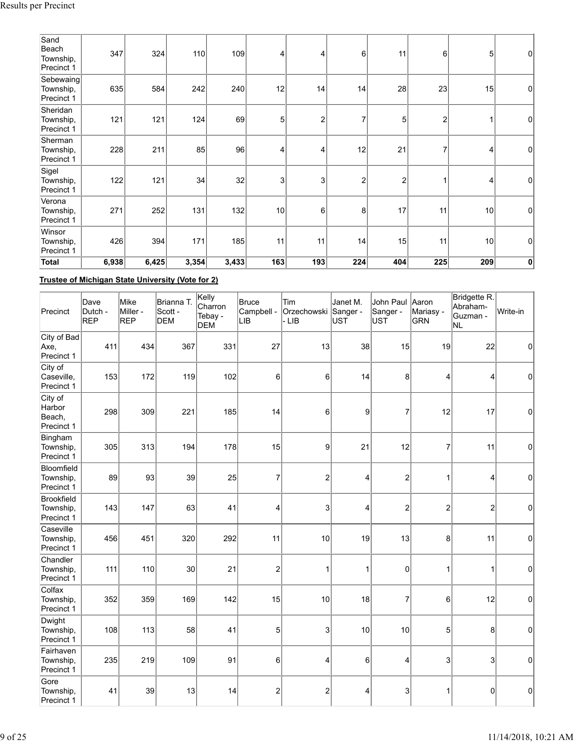| | | | | | | | | | | |
|---|---|---|---|---|---|---|---|---|---|---|
| Sand Beach Township, Precinct 1 | 347 | 324 | 110 | 109 | 4 | 4 | 6 | 11 | 6 | 5 | 0 |
| Sebewaing Township, Precinct 1 | 635 | 584 | 242 | 240 | 12 | 14 | 14 | 28 | 23 | 15 | 0 |
| Sheridan Township, Precinct 1 | 121 | 121 | 124 | 69 | 5 | 2 | 7 | 5 | 2 | 1 | 0 |
| Sherman Township, Precinct 1 | 228 | 211 | 85 | 96 | 4 | 4 | 12 | 21 | 7 | 4 | 0 |
| Sigel Township, Precinct 1 | 122 | 121 | 34 | 32 | 3 | 3 | 2 | 2 | 1 | 4 | 0 |
| Verona Township, Precinct 1 | 271 | 252 | 131 | 132 | 10 | 6 | 8 | 17 | 11 | 10 | 0 |
| Winsor Township, Precinct 1 | 426 | 394 | 171 | 185 | 11 | 11 | 14 | 15 | 11 | 10 | 0 |
| **Total** | **6,938** | **6,425** | **3,354** | **3,433** | **163** | **193** | **224** | **404** | **225** | **209** | **0** |

**Trustee of Michigan State University (Vote for 2)**

| Precinct | Dave Dutch - REP | Mike Miller - REP | Brianna T. Scott - DEM | Kelly Charron Tebay - DEM | Bruce Campbell - LIB | Tim Orzechowski - LIB | Janet M. Sanger - UST | John Paul Sanger - UST | Aaron Mariasy - GRN | Bridgette R. Abraham-Guzman - NL | Write-in |
|---|---|---|---|---|---|---|---|---|---|---|---|
| City of Bad Axe, Precinct 1 | 411 | 434 | 367 | 331 | 27 | 13 | 38 | 15 | 19 | 22 | 0 |
| City of Caseville, Precinct 1 | 153 | 172 | 119 | 102 | 6 | 6 | 14 | 8 | 4 | 4 | 0 |
| City of Harbor Beach, Precinct 1 | 298 | 309 | 221 | 185 | 14 | 6 | 9 | 7 | 12 | 17 | 0 |
| Bingham Township, Precinct 1 | 305 | 313 | 194 | 178 | 15 | 9 | 21 | 12 | 7 | 11 | 0 |
| Bloomfield Township, Precinct 1 | 89 | 93 | 39 | 25 | 7 | 2 | 4 | 2 | 1 | 4 | 0 |
| Brookfield Township, Precinct 1 | 143 | 147 | 63 | 41 | 4 | 3 | 4 | 2 | 2 | 2 | 0 |
| Caseville Township, Precinct 1 | 456 | 451 | 320 | 292 | 11 | 10 | 19 | 13 | 8 | 11 | 0 |
| Chandler Township, Precinct 1 | 111 | 110 | 30 | 21 | 2 | 1 | 1 | 0 | 1 | 1 | 0 |
| Colfax Township, Precinct 1 | 352 | 359 | 169 | 142 | 15 | 10 | 18 | 7 | 6 | 12 | 0 |
| Dwight Township, Precinct 1 | 108 | 113 | 58 | 41 | 5 | 3 | 10 | 10 | 5 | 8 | 0 |
| Fairhaven Township, Precinct 1 | 235 | 219 | 109 | 91 | 6 | 4 | 6 | 4 | 3 | 3 | 0 |
| Gore Township, Precinct 1 | 41 | 39 | 13 | 14 | 2 | 2 | 4 | 3 | 1 | 0 | 0 |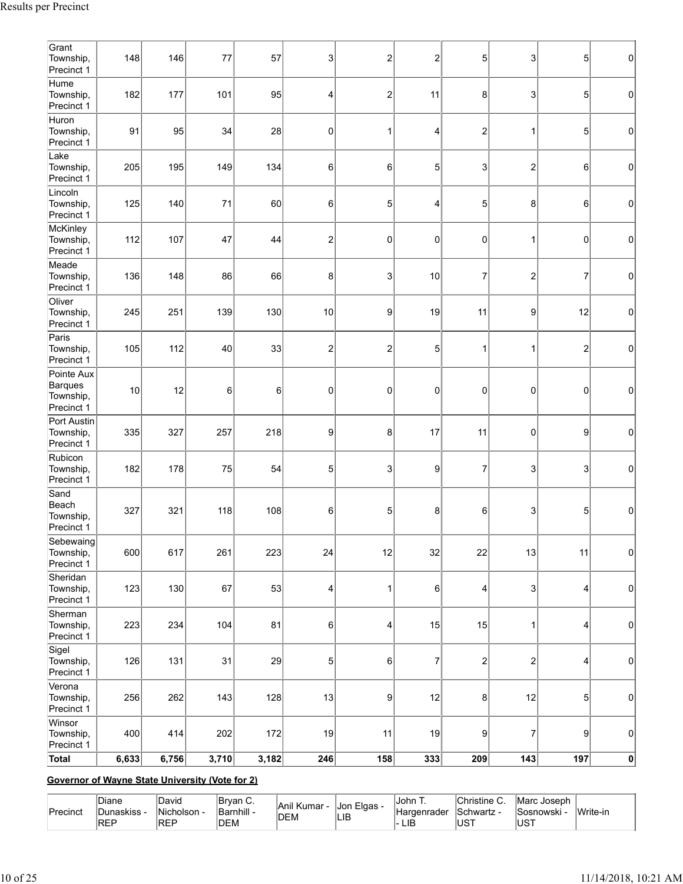| Grant Township, Precinct 1 | 148 | 146 | 77 | 57 | 3 | 2 | 2 | 5 | 3 | 5 | 0 |
|---|---|---|---|---|---|---|---|---|---|---|---|
| Hume Township, Precinct 1 | 182 | 177 | 101 | 95 | 4 | 2 | 11 | 8 | 3 | 5 | 0 |
| Huron Township, Precinct 1 | 91 | 95 | 34 | 28 | 0 | 1 | 4 | 2 | 1 | 5 | 0 |
| Lake Township, Precinct 1 | 205 | 195 | 149 | 134 | 6 | 6 | 5 | 3 | 2 | 6 | 0 |
| Lincoln Township, Precinct 1 | 125 | 140 | 71 | 60 | 6 | 5 | 4 | 5 | 8 | 6 | 0 |
| McKinley Township, Precinct 1 | 112 | 107 | 47 | 44 | 2 | 0 | 0 | 0 | 1 | 0 | 0 |
| Meade Township, Precinct 1 | 136 | 148 | 86 | 66 | 8 | 3 | 10 | 7 | 2 | 7 | 0 |
| Oliver Township, Precinct 1 | 245 | 251 | 139 | 130 | 10 | 9 | 19 | 11 | 9 | 12 | 0 |
| Paris Township, Precinct 1 | 105 | 112 | 40 | 33 | 2 | 2 | 5 | 1 | 1 | 2 | 0 |
| Pointe Aux Barques Township, Precinct 1 | 10 | 12 | 6 | 6 | 0 | 0 | 0 | 0 | 0 | 0 | 0 |
| Port Austin Township, Precinct 1 | 335 | 327 | 257 | 218 | 9 | 8 | 17 | 11 | 0 | 9 | 0 |
| Rubicon Township, Precinct 1 | 182 | 178 | 75 | 54 | 5 | 3 | 9 | 7 | 3 | 3 | 0 |
| Sand Beach Township, Precinct 1 | 327 | 321 | 118 | 108 | 6 | 5 | 8 | 6 | 3 | 5 | 0 |
| Sebewaing Township, Precinct 1 | 600 | 617 | 261 | 223 | 24 | 12 | 32 | 22 | 13 | 11 | 0 |
| Sheridan Township, Precinct 1 | 123 | 130 | 67 | 53 | 4 | 1 | 6 | 4 | 3 | 4 | 0 |
| Sherman Township, Precinct 1 | 223 | 234 | 104 | 81 | 6 | 4 | 15 | 15 | 1 | 4 | 0 |
| Sigel Township, Precinct 1 | 126 | 131 | 31 | 29 | 5 | 6 | 7 | 2 | 2 | 4 | 0 |
| Verona Township, Precinct 1 | 256 | 262 | 143 | 128 | 13 | 9 | 12 | 8 | 12 | 5 | 0 |
| Winsor Township, Precinct 1 | 400 | 414 | 202 | 172 | 19 | 11 | 19 | 9 | 7 | 9 | 0 |
| **Total** | **6,633** | **6,756** | **3,710** | **3,182** | **246** | **158** | **333** | **209** | **143** | **197** | **0** |

**Governor of Wayne State University (Vote for 2)**

| Precinct | Diane Dunaskiss - REP | David Nicholson - REP | Bryan C. Barnhill - DEM | Anil Kumar - DEM | Jon Elgas - LIB | John T. Hargenrader - LIB | Christine C. Schwartz - UST | Marc Joseph Sosnowski - UST | Write-in |
|---|---|---|---|---|---|---|---|---|---|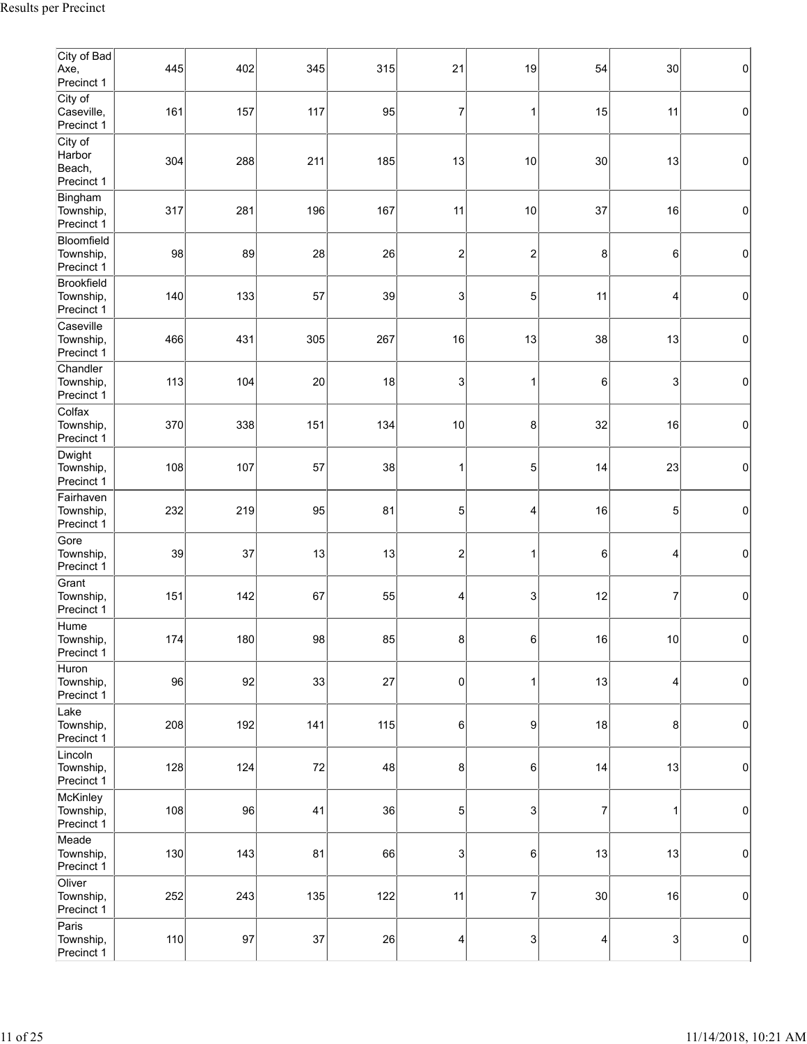| | | | | | | | | | |
|---|---|---|---|---|---|---|---|---|---|
| City of Bad Axe, Precinct 1 | 445 | 402 | 345 | 315 | 21 | 19 | 54 | 30 | 0 |
| City of Caseville, Precinct 1 | 161 | 157 | 117 | 95 | 7 | 1 | 15 | 11 | 0 |
| City of Harbor Beach, Precinct 1 | 304 | 288 | 211 | 185 | 13 | 10 | 30 | 13 | 0 |
| Bingham Township, Precinct 1 | 317 | 281 | 196 | 167 | 11 | 10 | 37 | 16 | 0 |
| Bloomfield Township, Precinct 1 | 98 | 89 | 28 | 26 | 2 | 2 | 8 | 6 | 0 |
| Brookfield Township, Precinct 1 | 140 | 133 | 57 | 39 | 3 | 5 | 11 | 4 | 0 |
| Caseville Township, Precinct 1 | 466 | 431 | 305 | 267 | 16 | 13 | 38 | 13 | 0 |
| Chandler Township, Precinct 1 | 113 | 104 | 20 | 18 | 3 | 1 | 6 | 3 | 0 |
| Colfax Township, Precinct 1 | 370 | 338 | 151 | 134 | 10 | 8 | 32 | 16 | 0 |
| Dwight Township, Precinct 1 | 108 | 107 | 57 | 38 | 1 | 5 | 14 | 23 | 0 |
| Fairhaven Township, Precinct 1 | 232 | 219 | 95 | 81 | 5 | 4 | 16 | 5 | 0 |
| Gore Township, Precinct 1 | 39 | 37 | 13 | 13 | 2 | 1 | 6 | 4 | 0 |
| Grant Township, Precinct 1 | 151 | 142 | 67 | 55 | 4 | 3 | 12 | 7 | 0 |
| Hume Township, Precinct 1 | 174 | 180 | 98 | 85 | 8 | 6 | 16 | 10 | 0 |
| Huron Township, Precinct 1 | 96 | 92 | 33 | 27 | 0 | 1 | 13 | 4 | 0 |
| Lake Township, Precinct 1 | 208 | 192 | 141 | 115 | 6 | 9 | 18 | 8 | 0 |
| Lincoln Township, Precinct 1 | 128 | 124 | 72 | 48 | 8 | 6 | 14 | 13 | 0 |
| McKinley Township, Precinct 1 | 108 | 96 | 41 | 36 | 5 | 3 | 7 | 1 | 0 |
| Meade Township, Precinct 1 | 130 | 143 | 81 | 66 | 3 | 6 | 13 | 13 | 0 |
| Oliver Township, Precinct 1 | 252 | 243 | 135 | 122 | 11 | 7 | 30 | 16 | 0 |
| Paris Township, Precinct 1 | 110 | 97 | 37 | 26 | 4 | 3 | 4 | 3 | 0 |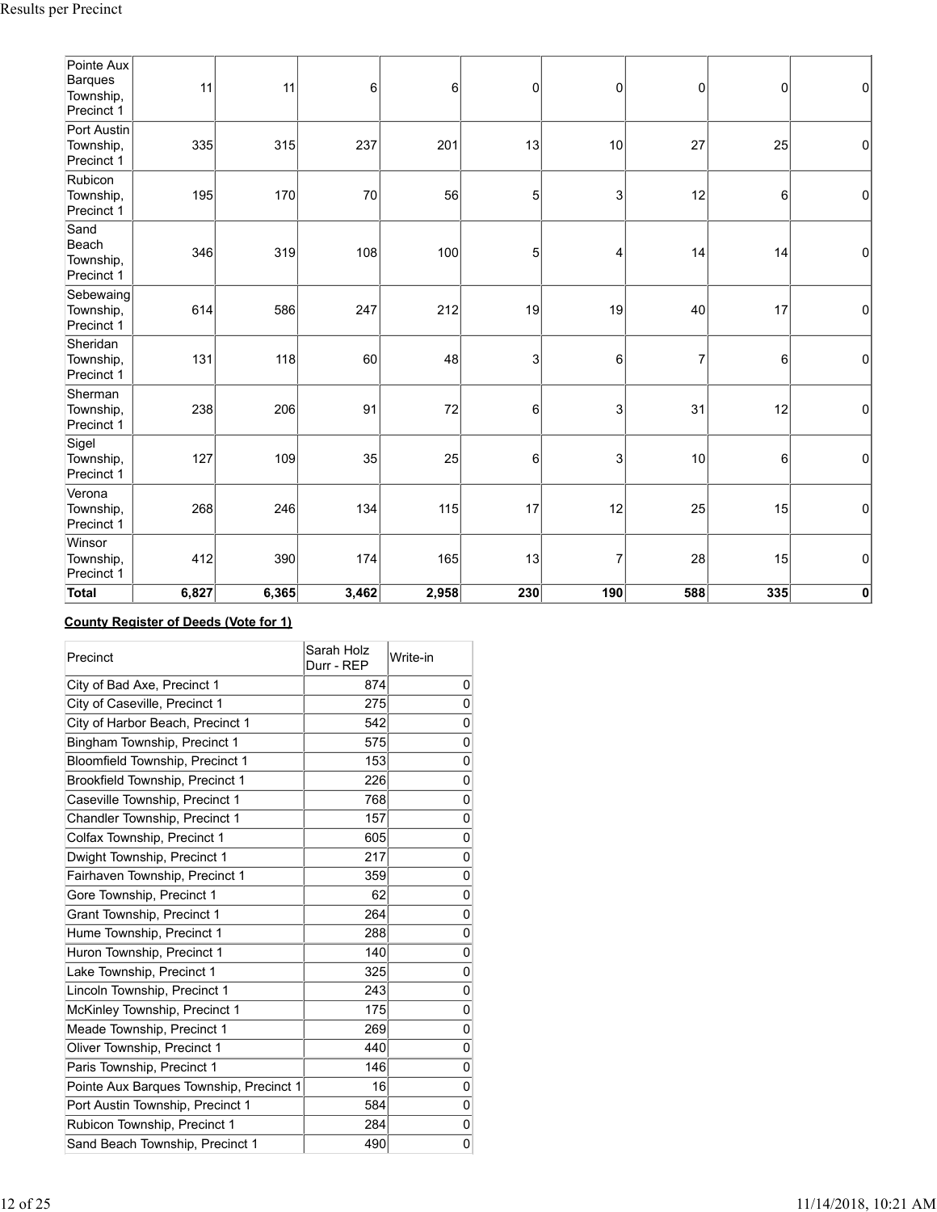| Pointe Aux Barques Township, Precinct 1 | 11 | 11 | 6 | 6 | 0 | 0 | 0 | 0 | 0 |
|---|---|---|---|---|---|---|---|---|---|
| Port Austin Township, Precinct 1 | 335 | 315 | 237 | 201 | 13 | 10 | 27 | 25 | 0 |
| Rubicon Township, Precinct 1 | 195 | 170 | 70 | 56 | 5 | 3 | 12 | 6 | 0 |
| Sand Beach Township, Precinct 1 | 346 | 319 | 108 | 100 | 5 | 4 | 14 | 14 | 0 |
| Sebewaing Township, Precinct 1 | 614 | 586 | 247 | 212 | 19 | 19 | 40 | 17 | 0 |
| Sheridan Township, Precinct 1 | 131 | 118 | 60 | 48 | 3 | 6 | 7 | 6 | 0 |
| Sherman Township, Precinct 1 | 238 | 206 | 91 | 72 | 6 | 3 | 31 | 12 | 0 |
| Sigel Township, Precinct 1 | 127 | 109 | 35 | 25 | 6 | 3 | 10 | 6 | 0 |
| Verona Township, Precinct 1 | 268 | 246 | 134 | 115 | 17 | 12 | 25 | 15 | 0 |
| Winsor Township, Precinct 1 | 412 | 390 | 174 | 165 | 13 | 7 | 28 | 15 | 0 |
| **Total** | **6,827** | **6,365** | **3,462** | **2,958** | **230** | **190** | **588** | **335** | **0** |

**County Register of Deeds (Vote for 1)**

| Precinct | Sarah Holz Durr - REP | Write-in |
|---|---|---|
| City of Bad Axe, Precinct 1 | 874 | 0 |
| City of Caseville, Precinct 1 | 275 | 0 |
| City of Harbor Beach, Precinct 1 | 542 | 0 |
| Bingham Township, Precinct 1 | 575 | 0 |
| Bloomfield Township, Precinct 1 | 153 | 0 |
| Brookfield Township, Precinct 1 | 226 | 0 |
| Caseville Township, Precinct 1 | 768 | 0 |
| Chandler Township, Precinct 1 | 157 | 0 |
| Colfax Township, Precinct 1 | 605 | 0 |
| Dwight Township, Precinct 1 | 217 | 0 |
| Fairhaven Township, Precinct 1 | 359 | 0 |
| Gore Township, Precinct 1 | 62 | 0 |
| Grant Township, Precinct 1 | 264 | 0 |
| Hume Township, Precinct 1 | 288 | 0 |
| Huron Township, Precinct 1 | 140 | 0 |
| Lake Township, Precinct 1 | 325 | 0 |
| Lincoln Township, Precinct 1 | 243 | 0 |
| McKinley Township, Precinct 1 | 175 | 0 |
| Meade Township, Precinct 1 | 269 | 0 |
| Oliver Township, Precinct 1 | 440 | 0 |
| Paris Township, Precinct 1 | 146 | 0 |
| Pointe Aux Barques Township, Precinct 1 | 16 | 0 |
| Port Austin Township, Precinct 1 | 584 | 0 |
| Rubicon Township, Precinct 1 | 284 | 0 |
| Sand Beach Township, Precinct 1 | 490 | 0 |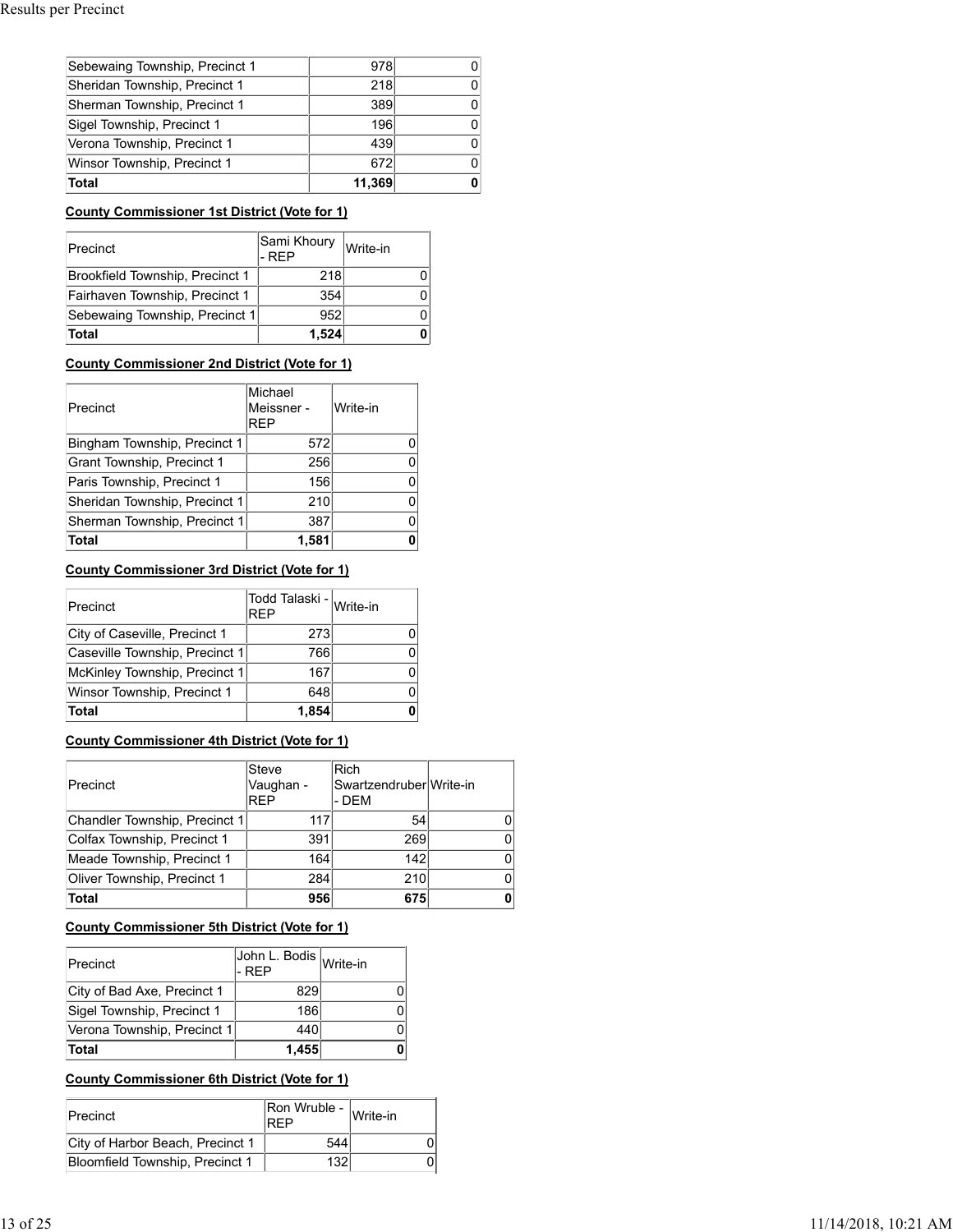| | | |
|---|---|---|
| Sebewaing Township, Precinct 1 | 978 | 0 |
| Sheridan Township, Precinct 1 | 218 | 0 |
| Sherman Township, Precinct 1 | 389 | 0 |
| Sigel Township, Precinct 1 | 196 | 0 |
| Verona Township, Precinct 1 | 439 | 0 |
| Winsor Township, Precinct 1 | 672 | 0 |
| **Total** | **11,369** | **0** |

**County Commissioner 1st District (Vote for 1)**

| Precinct | Sami Khoury - REP | Write-in |
|---|---|---|
| Brookfield Township, Precinct 1 | 218 | 0 |
| Fairhaven Township, Precinct 1 | 354 | 0 |
| Sebewaing Township, Precinct 1 | 952 | 0 |
| **Total** | **1,524** | **0** |

**County Commissioner 2nd District (Vote for 1)**

| Precinct | Michael Meissner - REP | Write-in |
|---|---|---|
| Bingham Township, Precinct 1 | 572 | 0 |
| Grant Township, Precinct 1 | 256 | 0 |
| Paris Township, Precinct 1 | 156 | 0 |
| Sheridan Township, Precinct 1 | 210 | 0 |
| Sherman Township, Precinct 1 | 387 | 0 |
| **Total** | **1,581** | **0** |

**County Commissioner 3rd District (Vote for 1)**

| Precinct | Todd Talaski - REP | Write-in |
|---|---|---|
| City of Caseville, Precinct 1 | 273 | 0 |
| Caseville Township, Precinct 1 | 766 | 0 |
| McKinley Township, Precinct 1 | 167 | 0 |
| Winsor Township, Precinct 1 | 648 | 0 |
| **Total** | **1,854** | **0** |

**County Commissioner 4th District (Vote for 1)**

| Precinct | Steve Vaughan - REP | Rich Swartzendruber - DEM | Write-in |
|---|---|---|---|
| Chandler Township, Precinct 1 | 117 | 54 | 0 |
| Colfax Township, Precinct 1 | 391 | 269 | 0 |
| Meade Township, Precinct 1 | 164 | 142 | 0 |
| Oliver Township, Precinct 1 | 284 | 210 | 0 |
| **Total** | **956** | **675** | **0** |

**County Commissioner 5th District (Vote for 1)**

| Precinct | John L. Bodis - REP | Write-in |
|---|---|---|
| City of Bad Axe, Precinct 1 | 829 | 0 |
| Sigel Township, Precinct 1 | 186 | 0 |
| Verona Township, Precinct 1 | 440 | 0 |
| **Total** | **1,455** | **0** |

**County Commissioner 6th District (Vote for 1)**

| Precinct | Ron Wruble - REP | Write-in |
|---|---|---|
| City of Harbor Beach, Precinct 1 | 544 | 0 |
| Bloomfield Township, Precinct 1 | 132 | 0 |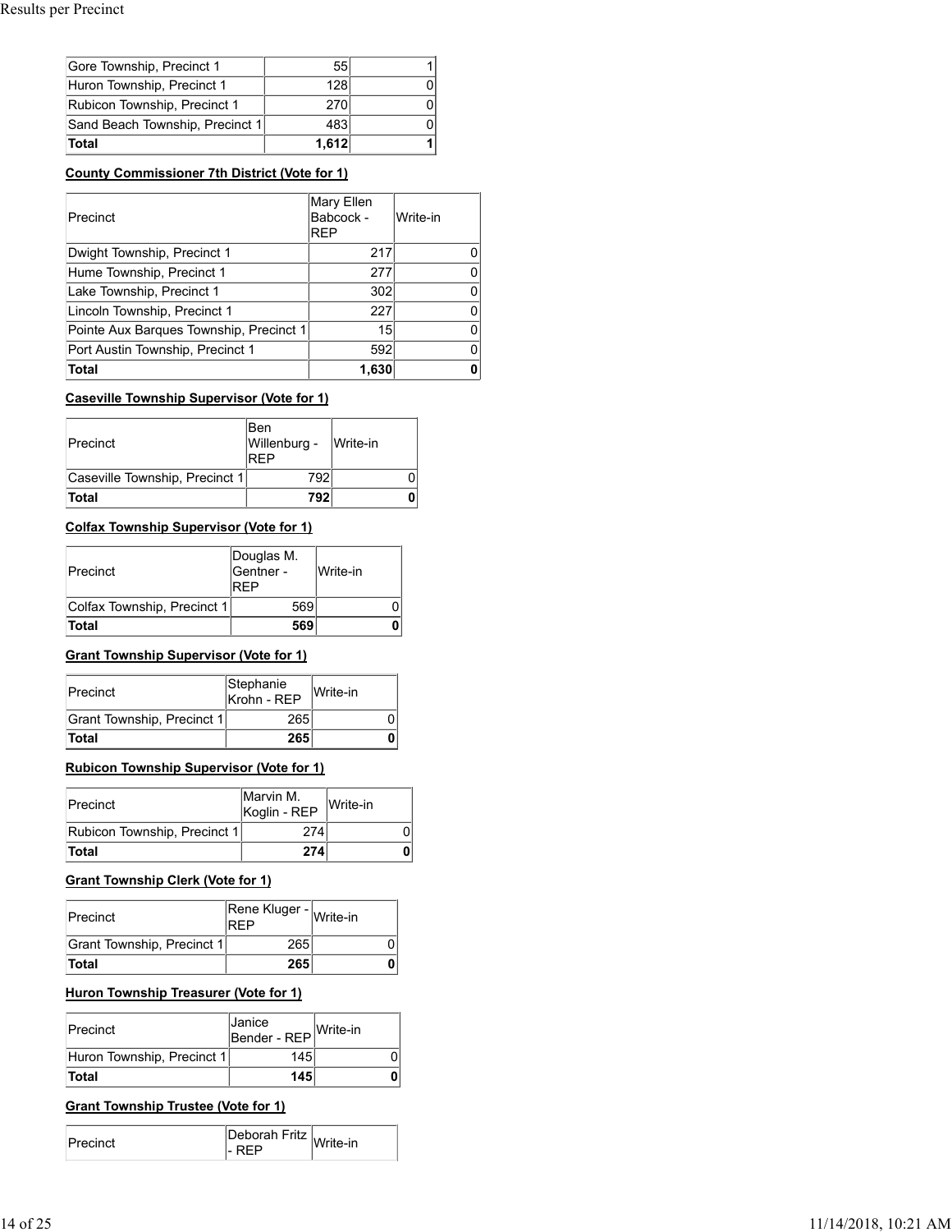| | | |
|---|---|---|
| Gore Township, Precinct 1 | 55 | 1 |
| Huron Township, Precinct 1 | 128 | 0 |
| Rubicon Township, Precinct 1 | 270 | 0 |
| Sand Beach Township, Precinct 1 | 483 | 0 |
| **Total** | **1,612** | **1** |

**County Commissioner 7th District (Vote for 1)**

| Precinct | Mary Ellen Babcock - REP | Write-in |
|---|---|---|
| Dwight Township, Precinct 1 | 217 | 0 |
| Hume Township, Precinct 1 | 277 | 0 |
| Lake Township, Precinct 1 | 302 | 0 |
| Lincoln Township, Precinct 1 | 227 | 0 |
| Pointe Aux Barques Township, Precinct 1 | 15 | 0 |
| Port Austin Township, Precinct 1 | 592 | 0 |
| **Total** | **1,630** | **0** |

**Caseville Township Supervisor (Vote for 1)**

| Precinct | Ben Willenburg - REP | Write-in |
|---|---|---|
| Caseville Township, Precinct 1 | 792 | 0 |
| **Total** | **792** | **0** |

**Colfax Township Supervisor (Vote for 1)**

| Precinct | Douglas M. Gentner - REP | Write-in |
|---|---|---|
| Colfax Township, Precinct 1 | 569 | 0 |
| **Total** | **569** | **0** |

**Grant Township Supervisor (Vote for 1)**

| Precinct | Stephanie Krohn - REP | Write-in |
|---|---|---|
| Grant Township, Precinct 1 | 265 | 0 |
| **Total** | **265** | **0** |

**Rubicon Township Supervisor (Vote for 1)**

| Precinct | Marvin M. Koglin - REP | Write-in |
|---|---|---|
| Rubicon Township, Precinct 1 | 274 | 0 |
| **Total** | **274** | **0** |

**Grant Township Clerk (Vote for 1)**

| Precinct | Rene Kluger - REP | Write-in |
|---|---|---|
| Grant Township, Precinct 1 | 265 | 0 |
| **Total** | **265** | **0** |

**Huron Township Treasurer (Vote for 1)**

| Precinct | Janice Bender - REP | Write-in |
|---|---|---|
| Huron Township, Precinct 1 | 145 | 0 |
| **Total** | **145** | **0** |

**Grant Township Trustee (Vote for 1)**

| Precinct | Deborah Fritz - REP | Write-in |
|---|---|---|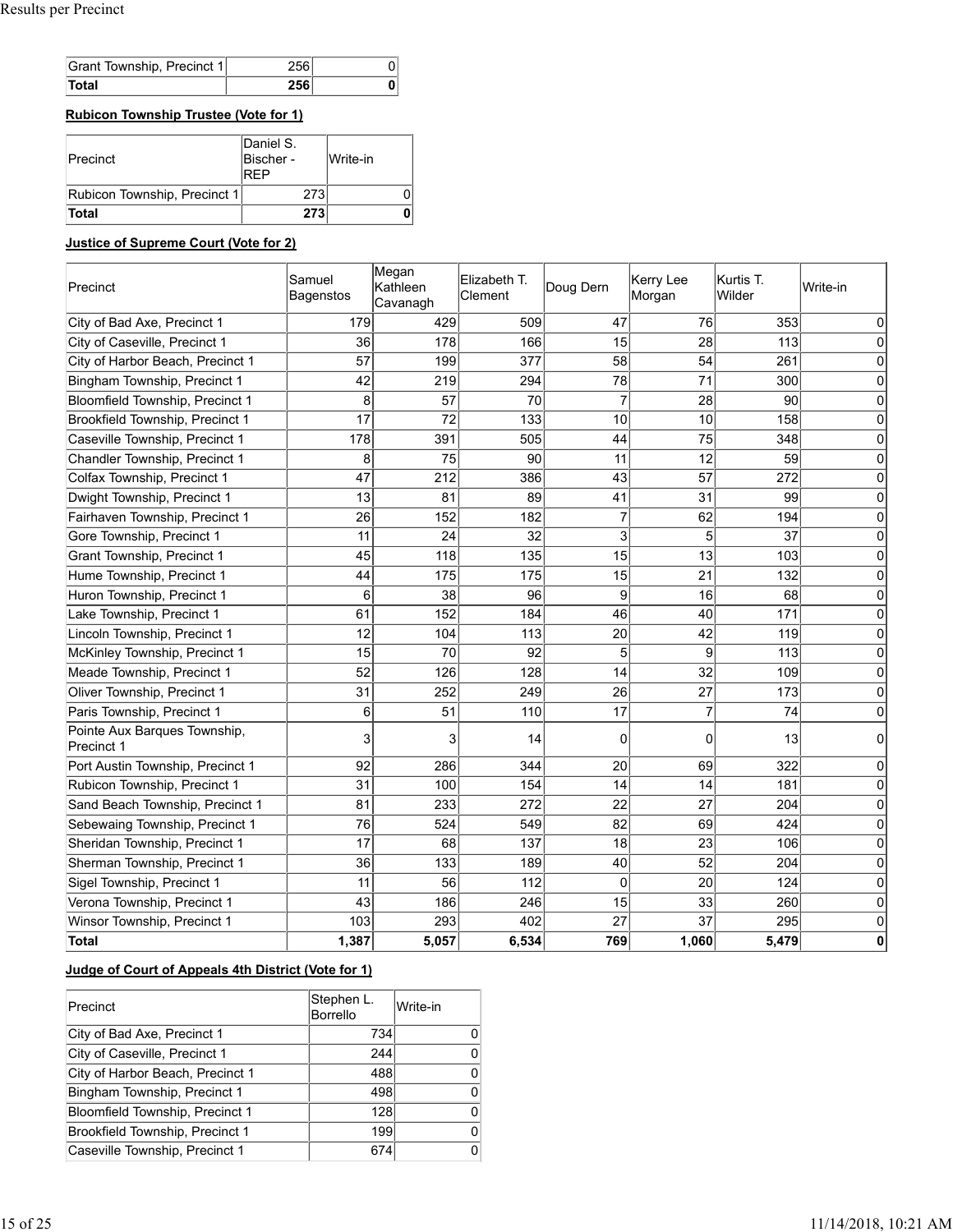| Grant Township, Precinct 1 | 256 | 0 |
|---|---|---|
| **Total** | **256** | **0** |

**Rubicon Township Trustee (Vote for 1)**

| Precinct | Daniel S. Bischer - REP | Write-in |
|---|---|---|
| Rubicon Township, Precinct 1 | 273 | 0 |
| **Total** | **273** | **0** |

**Justice of Supreme Court (Vote for 2)**

| Precinct | Samuel Bagenstos | Megan Kathleen Cavanagh | Elizabeth T. Clement | Doug Dern | Kerry Lee Morgan | Kurtis T. Wilder | Write-in |
|---|---|---|---|---|---|---|---|
| City of Bad Axe, Precinct 1 | 179 | 429 | 509 | 47 | 76 | 353 | 0 |
| City of Caseville, Precinct 1 | 36 | 178 | 166 | 15 | 28 | 113 | 0 |
| City of Harbor Beach, Precinct 1 | 57 | 199 | 377 | 58 | 54 | 261 | 0 |
| Bingham Township, Precinct 1 | 42 | 219 | 294 | 78 | 71 | 300 | 0 |
| Bloomfield Township, Precinct 1 | 8 | 57 | 70 | 7 | 28 | 90 | 0 |
| Brookfield Township, Precinct 1 | 17 | 72 | 133 | 10 | 10 | 158 | 0 |
| Caseville Township, Precinct 1 | 178 | 391 | 505 | 44 | 75 | 348 | 0 |
| Chandler Township, Precinct 1 | 8 | 75 | 90 | 11 | 12 | 59 | 0 |
| Colfax Township, Precinct 1 | 47 | 212 | 386 | 43 | 57 | 272 | 0 |
| Dwight Township, Precinct 1 | 13 | 81 | 89 | 41 | 31 | 99 | 0 |
| Fairhaven Township, Precinct 1 | 26 | 152 | 182 | 7 | 62 | 194 | 0 |
| Gore Township, Precinct 1 | 11 | 24 | 32 | 3 | 5 | 37 | 0 |
| Grant Township, Precinct 1 | 45 | 118 | 135 | 15 | 13 | 103 | 0 |
| Hume Township, Precinct 1 | 44 | 175 | 175 | 15 | 21 | 132 | 0 |
| Huron Township, Precinct 1 | 6 | 38 | 96 | 9 | 16 | 68 | 0 |
| Lake Township, Precinct 1 | 61 | 152 | 184 | 46 | 40 | 171 | 0 |
| Lincoln Township, Precinct 1 | 12 | 104 | 113 | 20 | 42 | 119 | 0 |
| McKinley Township, Precinct 1 | 15 | 70 | 92 | 5 | 9 | 113 | 0 |
| Meade Township, Precinct 1 | 52 | 126 | 128 | 14 | 32 | 109 | 0 |
| Oliver Township, Precinct 1 | 31 | 252 | 249 | 26 | 27 | 173 | 0 |
| Paris Township, Precinct 1 | 6 | 51 | 110 | 17 | 7 | 74 | 0 |
| Pointe Aux Barques Township, Precinct 1 | 3 | 3 | 14 | 0 | 0 | 13 | 0 |
| Port Austin Township, Precinct 1 | 92 | 286 | 344 | 20 | 69 | 322 | 0 |
| Rubicon Township, Precinct 1 | 31 | 100 | 154 | 14 | 14 | 181 | 0 |
| Sand Beach Township, Precinct 1 | 81 | 233 | 272 | 22 | 27 | 204 | 0 |
| Sebewaing Township, Precinct 1 | 76 | 524 | 549 | 82 | 69 | 424 | 0 |
| Sheridan Township, Precinct 1 | 17 | 68 | 137 | 18 | 23 | 106 | 0 |
| Sherman Township, Precinct 1 | 36 | 133 | 189 | 40 | 52 | 204 | 0 |
| Sigel Township, Precinct 1 | 11 | 56 | 112 | 0 | 20 | 124 | 0 |
| Verona Township, Precinct 1 | 43 | 186 | 246 | 15 | 33 | 260 | 0 |
| Winsor Township, Precinct 1 | 103 | 293 | 402 | 27 | 37 | 295 | 0 |
| **Total** | **1,387** | **5,057** | **6,534** | **769** | **1,060** | **5,479** | **0** |

**Judge of Court of Appeals 4th District (Vote for 1)**

| Precinct | Stephen L. Borrello | Write-in |
|---|---|---|
| City of Bad Axe, Precinct 1 | 734 | 0 |
| City of Caseville, Precinct 1 | 244 | 0 |
| City of Harbor Beach, Precinct 1 | 488 | 0 |
| Bingham Township, Precinct 1 | 498 | 0 |
| Bloomfield Township, Precinct 1 | 128 | 0 |
| Brookfield Township, Precinct 1 | 199 | 0 |
| Caseville Township, Precinct 1 | 674 | 0 |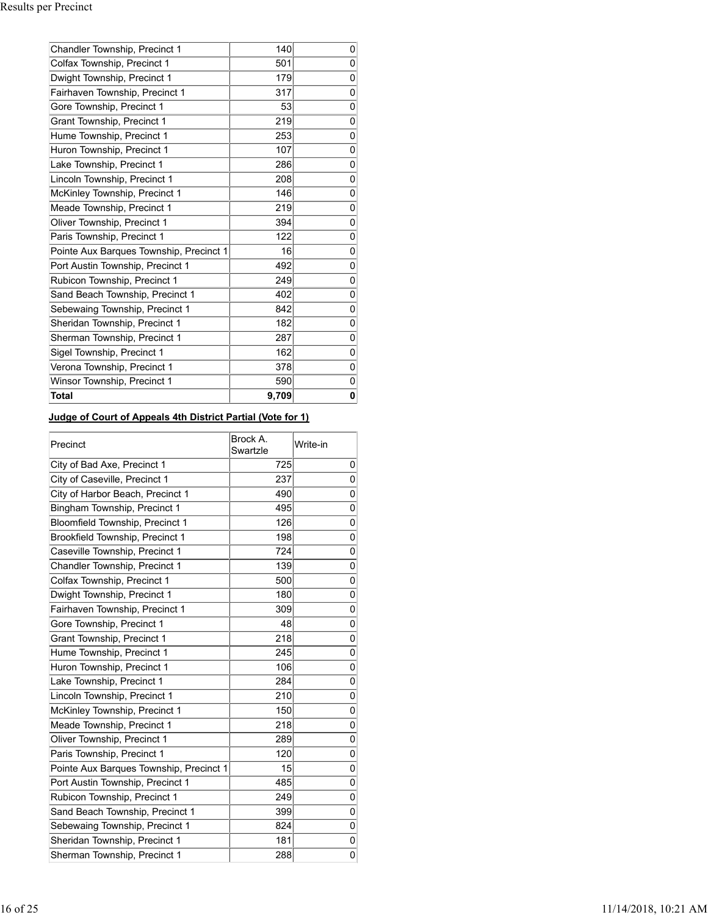| | | |
|---|---|---|
| Chandler Township, Precinct 1 | 140 | 0 |
| Colfax Township, Precinct 1 | 501 | 0 |
| Dwight Township, Precinct 1 | 179 | 0 |
| Fairhaven Township, Precinct 1 | 317 | 0 |
| Gore Township, Precinct 1 | 53 | 0 |
| Grant Township, Precinct 1 | 219 | 0 |
| Hume Township, Precinct 1 | 253 | 0 |
| Huron Township, Precinct 1 | 107 | 0 |
| Lake Township, Precinct 1 | 286 | 0 |
| Lincoln Township, Precinct 1 | 208 | 0 |
| McKinley Township, Precinct 1 | 146 | 0 |
| Meade Township, Precinct 1 | 219 | 0 |
| Oliver Township, Precinct 1 | 394 | 0 |
| Paris Township, Precinct 1 | 122 | 0 |
| Pointe Aux Barques Township, Precinct 1 | 16 | 0 |
| Port Austin Township, Precinct 1 | 492 | 0 |
| Rubicon Township, Precinct 1 | 249 | 0 |
| Sand Beach Township, Precinct 1 | 402 | 0 |
| Sebewaing Township, Precinct 1 | 842 | 0 |
| Sheridan Township, Precinct 1 | 182 | 0 |
| Sherman Township, Precinct 1 | 287 | 0 |
| Sigel Township, Precinct 1 | 162 | 0 |
| Verona Township, Precinct 1 | 378 | 0 |
| Winsor Township, Precinct 1 | 590 | 0 |
| **Total** | **9,709** | **0** |

**Judge of Court of Appeals 4th District Partial (Vote for 1)**

| Precinct | Brock A. Swartzle | Write-in |
|---|---|---|
| City of Bad Axe, Precinct 1 | 725 | 0 |
| City of Caseville, Precinct 1 | 237 | 0 |
| City of Harbor Beach, Precinct 1 | 490 | 0 |
| Bingham Township, Precinct 1 | 495 | 0 |
| Bloomfield Township, Precinct 1 | 126 | 0 |
| Brookfield Township, Precinct 1 | 198 | 0 |
| Caseville Township, Precinct 1 | 724 | 0 |
| Chandler Township, Precinct 1 | 139 | 0 |
| Colfax Township, Precinct 1 | 500 | 0 |
| Dwight Township, Precinct 1 | 180 | 0 |
| Fairhaven Township, Precinct 1 | 309 | 0 |
| Gore Township, Precinct 1 | 48 | 0 |
| Grant Township, Precinct 1 | 218 | 0 |
| Hume Township, Precinct 1 | 245 | 0 |
| Huron Township, Precinct 1 | 106 | 0 |
| Lake Township, Precinct 1 | 284 | 0 |
| Lincoln Township, Precinct 1 | 210 | 0 |
| McKinley Township, Precinct 1 | 150 | 0 |
| Meade Township, Precinct 1 | 218 | 0 |
| Oliver Township, Precinct 1 | 289 | 0 |
| Paris Township, Precinct 1 | 120 | 0 |
| Pointe Aux Barques Township, Precinct 1 | 15 | 0 |
| Port Austin Township, Precinct 1 | 485 | 0 |
| Rubicon Township, Precinct 1 | 249 | 0 |
| Sand Beach Township, Precinct 1 | 399 | 0 |
| Sebewaing Township, Precinct 1 | 824 | 0 |
| Sheridan Township, Precinct 1 | 181 | 0 |
| Sherman Township, Precinct 1 | 288 | 0 |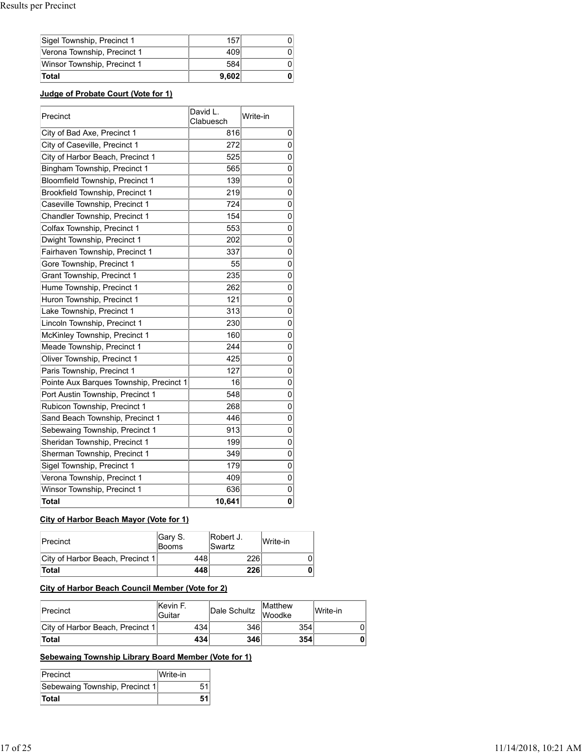| | | |
|---|---|---|
| Sigel Township, Precinct 1 | 157 | 0 |
| Verona Township, Precinct 1 | 409 | 0 |
| Winsor Township, Precinct 1 | 584 | 0 |
| **Total** | **9,602** | **0** |

**Judge of Probate Court (Vote for 1)**

| Precinct | David L. Clabuesch | Write-in |
|---|---|---|
| City of Bad Axe, Precinct 1 | 816 | 0 |
| City of Caseville, Precinct 1 | 272 | 0 |
| City of Harbor Beach, Precinct 1 | 525 | 0 |
| Bingham Township, Precinct 1 | 565 | 0 |
| Bloomfield Township, Precinct 1 | 139 | 0 |
| Brookfield Township, Precinct 1 | 219 | 0 |
| Caseville Township, Precinct 1 | 724 | 0 |
| Chandler Township, Precinct 1 | 154 | 0 |
| Colfax Township, Precinct 1 | 553 | 0 |
| Dwight Township, Precinct 1 | 202 | 0 |
| Fairhaven Township, Precinct 1 | 337 | 0 |
| Gore Township, Precinct 1 | 55 | 0 |
| Grant Township, Precinct 1 | 235 | 0 |
| Hume Township, Precinct 1 | 262 | 0 |
| Huron Township, Precinct 1 | 121 | 0 |
| Lake Township, Precinct 1 | 313 | 0 |
| Lincoln Township, Precinct 1 | 230 | 0 |
| McKinley Township, Precinct 1 | 160 | 0 |
| Meade Township, Precinct 1 | 244 | 0 |
| Oliver Township, Precinct 1 | 425 | 0 |
| Paris Township, Precinct 1 | 127 | 0 |
| Pointe Aux Barques Township, Precinct 1 | 16 | 0 |
| Port Austin Township, Precinct 1 | 548 | 0 |
| Rubicon Township, Precinct 1 | 268 | 0 |
| Sand Beach Township, Precinct 1 | 446 | 0 |
| Sebewaing Township, Precinct 1 | 913 | 0 |
| Sheridan Township, Precinct 1 | 199 | 0 |
| Sherman Township, Precinct 1 | 349 | 0 |
| Sigel Township, Precinct 1 | 179 | 0 |
| Verona Township, Precinct 1 | 409 | 0 |
| Winsor Township, Precinct 1 | 636 | 0 |
| **Total** | **10,641** | **0** |

**City of Harbor Beach Mayor (Vote for 1)**

| Precinct | Gary S. Booms | Robert J. Swartz | Write-in |
|---|---|---|---|
| City of Harbor Beach, Precinct 1 | 448 | 226 | 0 |
| **Total** | **448** | **226** | **0** |

**City of Harbor Beach Council Member (Vote for 2)**

| Precinct | Kevin F. Guitar | Dale Schultz | Matthew Woodke | Write-in |
|---|---|---|---|---|
| City of Harbor Beach, Precinct 1 | 434 | 346 | 354 | 0 |
| **Total** | **434** | **346** | **354** | **0** |

**Sebewaing Township Library Board Member (Vote for 1)**

| Precinct | Write-in |
|---|---|
| Sebewaing Township, Precinct 1 | 51 |
| **Total** | **51** |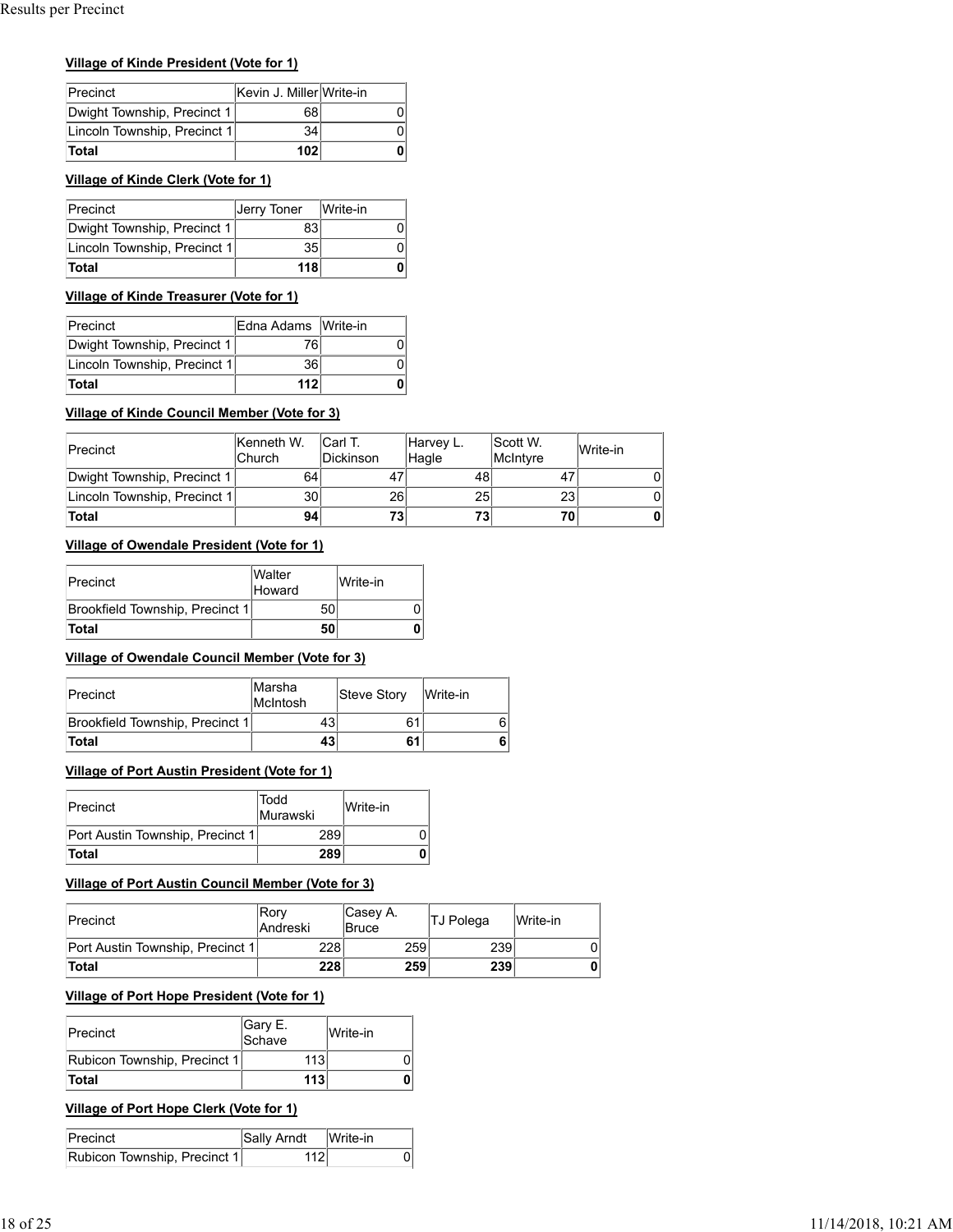### Village of Kinde President (Vote for 1)

| Precinct | Kevin J. Miller | Write-in |
|---|---|---|
| Dwight Township, Precinct 1 | 68 | 0 |
| Lincoln Township, Precinct 1 | 34 | 0 |
| **Total** | **102** | **0** |

### Village of Kinde Clerk (Vote for 1)

| Precinct | Jerry Toner | Write-in |
|---|---|---|
| Dwight Township, Precinct 1 | 83 | 0 |
| Lincoln Township, Precinct 1 | 35 | 0 |
| **Total** | **118** | **0** |

### Village of Kinde Treasurer (Vote for 1)

| Precinct | Edna Adams | Write-in |
|---|---|---|
| Dwight Township, Precinct 1 | 76 | 0 |
| Lincoln Township, Precinct 1 | 36 | 0 |
| **Total** | **112** | **0** |

### Village of Kinde Council Member (Vote for 3)

| Precinct | Kenneth W. Church | Carl T. Dickinson | Harvey L. Hagle | Scott W. McIntyre | Write-in |
|---|---|---|---|---|---|
| Dwight Township, Precinct 1 | 64 | 47 | 48 | 47 | 0 |
| Lincoln Township, Precinct 1 | 30 | 26 | 25 | 23 | 0 |
| **Total** | **94** | **73** | **73** | **70** | **0** |

### Village of Owendale President (Vote for 1)

| Precinct | Walter Howard | Write-in |
|---|---|---|
| Brookfield Township, Precinct 1 | 50 | 0 |
| **Total** | **50** | **0** |

### Village of Owendale Council Member (Vote for 3)

| Precinct | Marsha McIntosh | Steve Story | Write-in |
|---|---|---|---|
| Brookfield Township, Precinct 1 | 43 | 61 | 6 |
| **Total** | **43** | **61** | **6** |

### Village of Port Austin President (Vote for 1)

| Precinct | Todd Murawski | Write-in |
|---|---|---|
| Port Austin Township, Precinct 1 | 289 | 0 |
| **Total** | **289** | **0** |

### Village of Port Austin Council Member (Vote for 3)

| Precinct | Rory Andreski | Casey A. Bruce | TJ Polega | Write-in |
|---|---|---|---|---|
| Port Austin Township, Precinct 1 | 228 | 259 | 239 | 0 |
| **Total** | **228** | **259** | **239** | **0** |

### Village of Port Hope President (Vote for 1)

| Precinct | Gary E. Schave | Write-in |
|---|---|---|
| Rubicon Township, Precinct 1 | 113 | 0 |
| **Total** | **113** | **0** |

### Village of Port Hope Clerk (Vote for 1)

| Precinct | Sally Arndt | Write-in |
|---|---|---|
| Rubicon Township, Precinct 1 | 112 | 0 |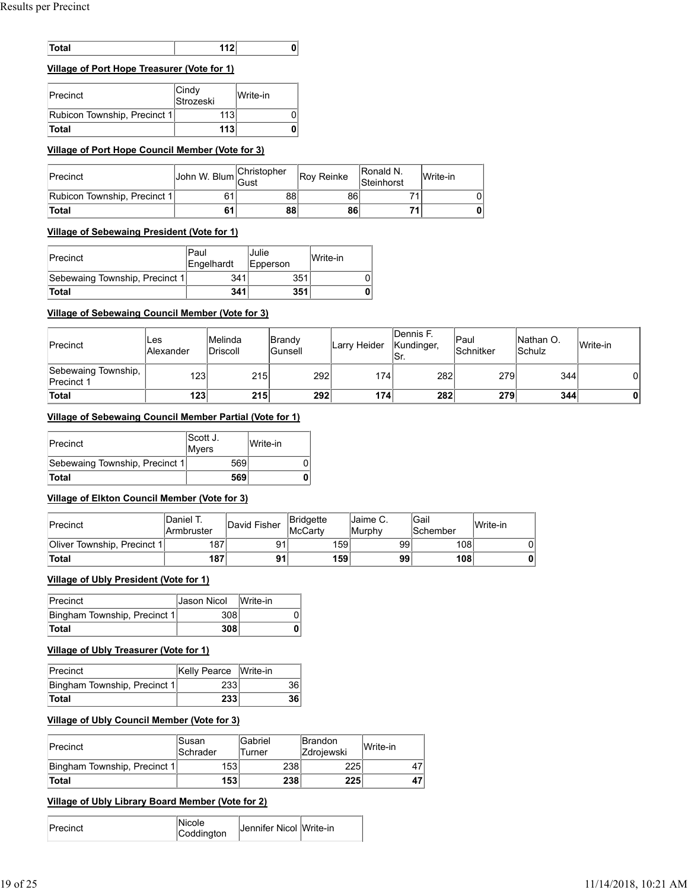| Total | 112 | 0 |
|---|---|---|

**Village of Port Hope Treasurer (Vote for 1)**

| Precinct | Cindy Strozeski | Write-in |
|---|---|---|
| Rubicon Township, Precinct 1 | 113 | 0 |
| **Total** | **113** | **0** |

**Village of Port Hope Council Member (Vote for 3)**

| Precinct | John W. Blum | Christopher Gust | Roy Reinke | Ronald N. Steinhorst | Write-in |
|---|---|---|---|---|---|
| Rubicon Township, Precinct 1 | 61 | 88 | 86 | 71 | 0 |
| **Total** | **61** | **88** | **86** | **71** | **0** |

**Village of Sebewaing President (Vote for 1)**

| Precinct | Paul Engelhardt | Julie Epperson | Write-in |
|---|---|---|---|
| Sebewaing Township, Precinct 1 | 341 | 351 | 0 |
| **Total** | **341** | **351** | **0** |

**Village of Sebewaing Council Member (Vote for 3)**

| Precinct | Les Alexander | Melinda Driscoll | Brandy Gunsell | Larry Heider | Dennis F. Kundinger, Sr. | Paul Schnitker | Nathan O. Schulz | Write-in |
|---|---|---|---|---|---|---|---|---|
| Sebewaing Township, Precinct 1 | 123 | 215 | 292 | 174 | 282 | 279 | 344 | 0 |
| **Total** | **123** | **215** | **292** | **174** | **282** | **279** | **344** | **0** |

**Village of Sebewaing Council Member Partial (Vote for 1)**

| Precinct | Scott J. Myers | Write-in |
|---|---|---|
| Sebewaing Township, Precinct 1 | 569 | 0 |
| **Total** | **569** | **0** |

**Village of Elkton Council Member (Vote for 3)**

| Precinct | Daniel T. Armbruster | David Fisher | Bridgette McCarty | Jaime C. Murphy | Gail Schember | Write-in |
|---|---|---|---|---|---|---|
| Oliver Township, Precinct 1 | 187 | 91 | 159 | 99 | 108 | 0 |
| **Total** | **187** | **91** | **159** | **99** | **108** | **0** |

**Village of Ubly President (Vote for 1)**

| Precinct | Jason Nicol | Write-in |
|---|---|---|
| Bingham Township, Precinct 1 | 308 | 0 |
| **Total** | **308** | **0** |

**Village of Ubly Treasurer (Vote for 1)**

| Precinct | Kelly Pearce | Write-in |
|---|---|---|
| Bingham Township, Precinct 1 | 233 | 36 |
| **Total** | **233** | **36** |

**Village of Ubly Council Member (Vote for 3)**

| Precinct | Susan Schrader | Gabriel Turner | Brandon Zdrojewski | Write-in |
|---|---|---|---|---|
| Bingham Township, Precinct 1 | 153 | 238 | 225 | 47 |
| **Total** | **153** | **238** | **225** | **47** |

**Village of Ubly Library Board Member (Vote for 2)**

| Precinct | Nicole Coddington | Jennifer Nicol | Write-in |
|---|---|---|---|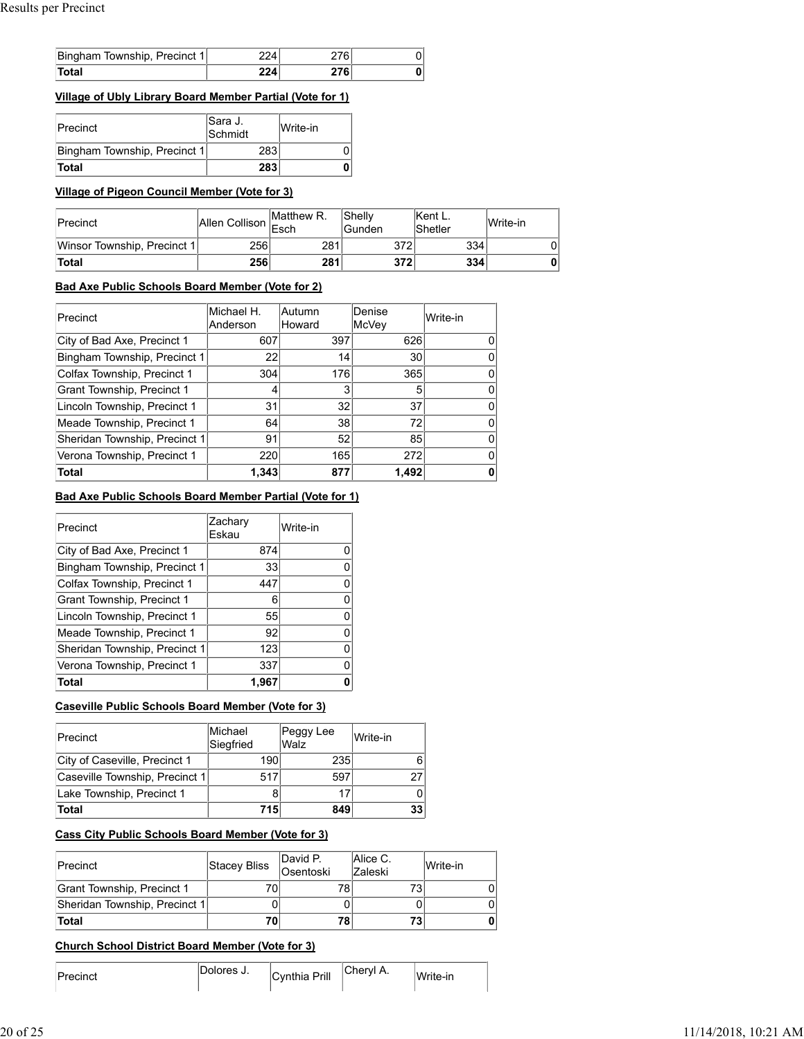| Bingham Township, Precinct 1 | 224 | 276 | 0 |
|---|---|---|---|
| **Total** | **224** | **276** | **0** |

**Village of Ubly Library Board Member Partial (Vote for 1)**

| Precinct | Sara J. Schmidt | Write-in |
|---|---|---|
| Bingham Township, Precinct 1 | 283 | 0 |
| **Total** | **283** | **0** |

**Village of Pigeon Council Member (Vote for 3)**

| Precinct | Allen Collison | Matthew R. Esch | Shelly Gunden | Kent L. Shetler | Write-in |
|---|---|---|---|---|---|
| Winsor Township, Precinct 1 | 256 | 281 | 372 | 334 | 0 |
| **Total** | **256** | **281** | **372** | **334** | **0** |

**Bad Axe Public Schools Board Member (Vote for 2)**

| Precinct | Michael H. Anderson | Autumn Howard | Denise McVey | Write-in |
|---|---|---|---|---|
| City of Bad Axe, Precinct 1 | 607 | 397 | 626 | 0 |
| Bingham Township, Precinct 1 | 22 | 14 | 30 | 0 |
| Colfax Township, Precinct 1 | 304 | 176 | 365 | 0 |
| Grant Township, Precinct 1 | 4 | 3 | 5 | 0 |
| Lincoln Township, Precinct 1 | 31 | 32 | 37 | 0 |
| Meade Township, Precinct 1 | 64 | 38 | 72 | 0 |
| Sheridan Township, Precinct 1 | 91 | 52 | 85 | 0 |
| Verona Township, Precinct 1 | 220 | 165 | 272 | 0 |
| **Total** | **1,343** | **877** | **1,492** | **0** |

**Bad Axe Public Schools Board Member Partial (Vote for 1)**

| Precinct | Zachary Eskau | Write-in |
|---|---|---|
| City of Bad Axe, Precinct 1 | 874 | 0 |
| Bingham Township, Precinct 1 | 33 | 0 |
| Colfax Township, Precinct 1 | 447 | 0 |
| Grant Township, Precinct 1 | 6 | 0 |
| Lincoln Township, Precinct 1 | 55 | 0 |
| Meade Township, Precinct 1 | 92 | 0 |
| Sheridan Township, Precinct 1 | 123 | 0 |
| Verona Township, Precinct 1 | 337 | 0 |
| **Total** | **1,967** | **0** |

**Caseville Public Schools Board Member (Vote for 3)**

| Precinct | Michael Siegfried | Peggy Lee Walz | Write-in |
|---|---|---|---|
| City of Caseville, Precinct 1 | 190 | 235 | 6 |
| Caseville Township, Precinct 1 | 517 | 597 | 27 |
| Lake Township, Precinct 1 | 8 | 17 | 0 |
| **Total** | **715** | **849** | **33** |

**Cass City Public Schools Board Member (Vote for 3)**

| Precinct | Stacey Bliss | David P. Osentoski | Alice C. Zaleski | Write-in |
|---|---|---|---|---|
| Grant Township, Precinct 1 | 70 | 78 | 73 | 0 |
| Sheridan Township, Precinct 1 | 0 | 0 | 0 | 0 |
| **Total** | **70** | **78** | **73** | **0** |

**Church School District Board Member (Vote for 3)**

| Precinct | Dolores J. | Cynthia Prill | Cheryl A. | Write-in |
|---|---|---|---|---|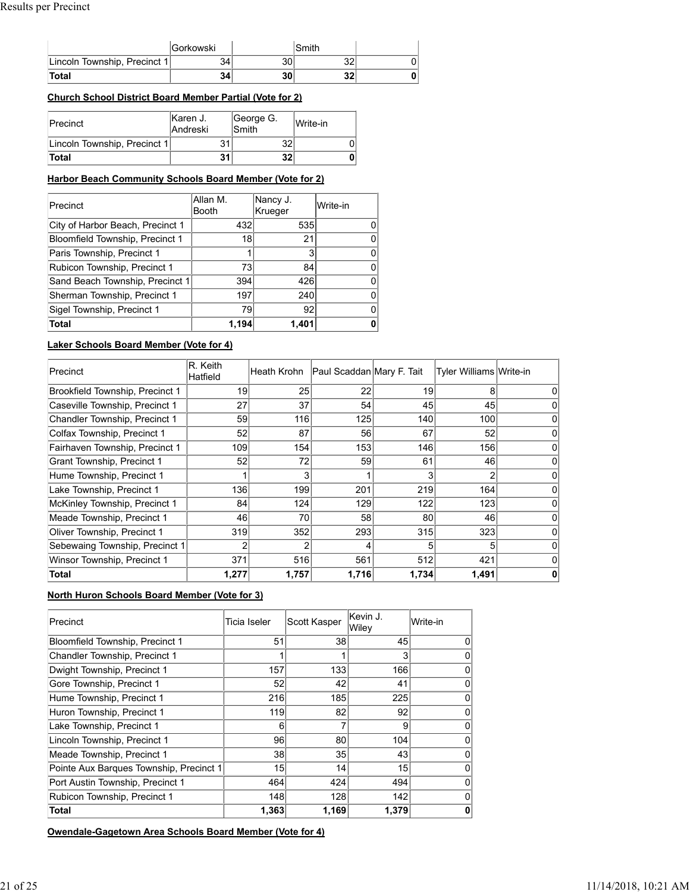| | Gorkowski | | Smith | |
|---|---|---|---|---|
| Lincoln Township, Precinct 1 | 34 | 30 | 32 | 0 |
| **Total** | **34** | **30** | **32** | **0** |

**Church School District Board Member Partial (Vote for 2)**

| Precinct | Karen J. Andreski | George G. Smith | Write-in |
|---|---|---|---|
| Lincoln Township, Precinct 1 | 31 | 32 | 0 |
| **Total** | **31** | **32** | **0** |

**Harbor Beach Community Schools Board Member (Vote for 2)**

| Precinct | Allan M. Booth | Nancy J. Krueger | Write-in |
|---|---|---|---|
| City of Harbor Beach, Precinct 1 | 432 | 535 | 0 |
| Bloomfield Township, Precinct 1 | 18 | 21 | 0 |
| Paris Township, Precinct 1 | 1 | 3 | 0 |
| Rubicon Township, Precinct 1 | 73 | 84 | 0 |
| Sand Beach Township, Precinct 1 | 394 | 426 | 0 |
| Sherman Township, Precinct 1 | 197 | 240 | 0 |
| Sigel Township, Precinct 1 | 79 | 92 | 0 |
| **Total** | **1,194** | **1,401** | **0** |

**Laker Schools Board Member (Vote for 4)**

| Precinct | R. Keith Hatfield | Heath Krohn | Paul Scaddan | Mary F. Tait | Tyler Williams | Write-in |
|---|---|---|---|---|---|---|
| Brookfield Township, Precinct 1 | 19 | 25 | 22 | 19 | 8 | 0 |
| Caseville Township, Precinct 1 | 27 | 37 | 54 | 45 | 45 | 0 |
| Chandler Township, Precinct 1 | 59 | 116 | 125 | 140 | 100 | 0 |
| Colfax Township, Precinct 1 | 52 | 87 | 56 | 67 | 52 | 0 |
| Fairhaven Township, Precinct 1 | 109 | 154 | 153 | 146 | 156 | 0 |
| Grant Township, Precinct 1 | 52 | 72 | 59 | 61 | 46 | 0 |
| Hume Township, Precinct 1 | 1 | 3 | 1 | 3 | 2 | 0 |
| Lake Township, Precinct 1 | 136 | 199 | 201 | 219 | 164 | 0 |
| McKinley Township, Precinct 1 | 84 | 124 | 129 | 122 | 123 | 0 |
| Meade Township, Precinct 1 | 46 | 70 | 58 | 80 | 46 | 0 |
| Oliver Township, Precinct 1 | 319 | 352 | 293 | 315 | 323 | 0 |
| Sebewaing Township, Precinct 1 | 2 | 2 | 4 | 5 | 5 | 0 |
| Winsor Township, Precinct 1 | 371 | 516 | 561 | 512 | 421 | 0 |
| **Total** | **1,277** | **1,757** | **1,716** | **1,734** | **1,491** | **0** |

**North Huron Schools Board Member (Vote for 3)**

| Precinct | Ticia Iseler | Scott Kasper | Kevin J. Wiley | Write-in |
|---|---|---|---|---|
| Bloomfield Township, Precinct 1 | 51 | 38 | 45 | 0 |
| Chandler Township, Precinct 1 | 1 | 1 | 3 | 0 |
| Dwight Township, Precinct 1 | 157 | 133 | 166 | 0 |
| Gore Township, Precinct 1 | 52 | 42 | 41 | 0 |
| Hume Township, Precinct 1 | 216 | 185 | 225 | 0 |
| Huron Township, Precinct 1 | 119 | 82 | 92 | 0 |
| Lake Township, Precinct 1 | 6 | 7 | 9 | 0 |
| Lincoln Township, Precinct 1 | 96 | 80 | 104 | 0 |
| Meade Township, Precinct 1 | 38 | 35 | 43 | 0 |
| Pointe Aux Barques Township, Precinct 1 | 15 | 14 | 15 | 0 |
| Port Austin Township, Precinct 1 | 464 | 424 | 494 | 0 |
| Rubicon Township, Precinct 1 | 148 | 128 | 142 | 0 |
| **Total** | **1,363** | **1,169** | **1,379** | **0** |

**Owendale-Gagetown Area Schools Board Member (Vote for 4)**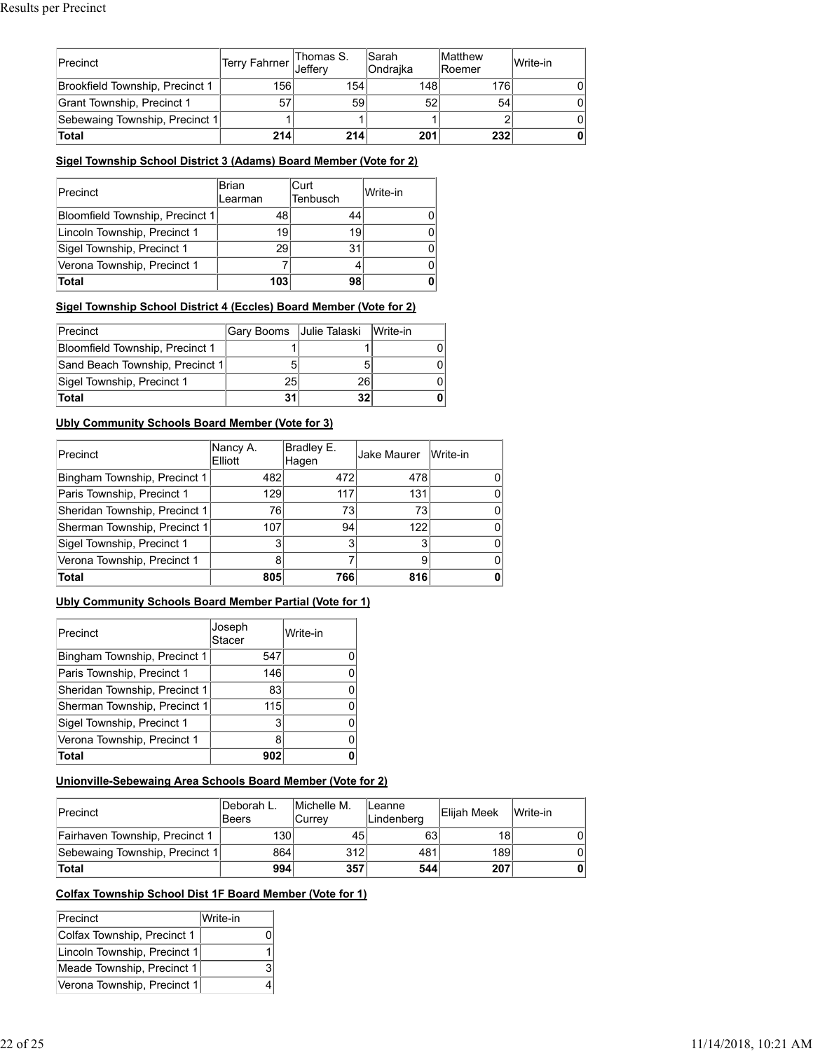| Precinct | Terry Fahrner | Thomas S. Jeffery | Sarah Ondrajka | Matthew Roemer | Write-in |
|---|---|---|---|---|---|
| Brookfield Township, Precinct 1 | 156 | 154 | 148 | 176 | 0 |
| Grant Township, Precinct 1 | 57 | 59 | 52 | 54 | 0 |
| Sebewaing Township, Precinct 1 | 1 | 1 | 1 | 2 | 0 |
| **Total** | **214** | **214** | **201** | **232** | **0** |

**Sigel Township School District 3 (Adams) Board Member (Vote for 2)**

| Precinct | Brian Learman | Curt Tenbusch | Write-in |
|---|---|---|---|
| Bloomfield Township, Precinct 1 | 48 | 44 | 0 |
| Lincoln Township, Precinct 1 | 19 | 19 | 0 |
| Sigel Township, Precinct 1 | 29 | 31 | 0 |
| Verona Township, Precinct 1 | 7 | 4 | 0 |
| **Total** | **103** | **98** | **0** |

**Sigel Township School District 4 (Eccles) Board Member (Vote for 2)**

| Precinct | Gary Booms | Julie Talaski | Write-in |
|---|---|---|---|
| Bloomfield Township, Precinct 1 | 1 | 1 | 0 |
| Sand Beach Township, Precinct 1 | 5 | 5 | 0 |
| Sigel Township, Precinct 1 | 25 | 26 | 0 |
| **Total** | **31** | **32** | **0** |

**Ubly Community Schools Board Member (Vote for 3)**

| Precinct | Nancy A. Elliott | Bradley E. Hagen | Jake Maurer | Write-in |
|---|---|---|---|---|
| Bingham Township, Precinct 1 | 482 | 472 | 478 | 0 |
| Paris Township, Precinct 1 | 129 | 117 | 131 | 0 |
| Sheridan Township, Precinct 1 | 76 | 73 | 73 | 0 |
| Sherman Township, Precinct 1 | 107 | 94 | 122 | 0 |
| Sigel Township, Precinct 1 | 3 | 3 | 3 | 0 |
| Verona Township, Precinct 1 | 8 | 7 | 9 | 0 |
| **Total** | **805** | **766** | **816** | **0** |

**Ubly Community Schools Board Member Partial (Vote for 1)**

| Precinct | Joseph Stacer | Write-in |
|---|---|---|
| Bingham Township, Precinct 1 | 547 | 0 |
| Paris Township, Precinct 1 | 146 | 0 |
| Sheridan Township, Precinct 1 | 83 | 0 |
| Sherman Township, Precinct 1 | 115 | 0 |
| Sigel Township, Precinct 1 | 3 | 0 |
| Verona Township, Precinct 1 | 8 | 0 |
| **Total** | **902** | **0** |

**Unionville-Sebewaing Area Schools Board Member (Vote for 2)**

| Precinct | Deborah L. Beers | Michelle M. Currey | Leanne Lindenberg | Elijah Meek | Write-in |
|---|---|---|---|---|---|
| Fairhaven Township, Precinct 1 | 130 | 45 | 63 | 18 | 0 |
| Sebewaing Township, Precinct 1 | 864 | 312 | 481 | 189 | 0 |
| **Total** | **994** | **357** | **544** | **207** | **0** |

**Colfax Township School Dist 1F Board Member (Vote for 1)**

| Precinct | Write-in |
|---|---|
| Colfax Township, Precinct 1 | 0 |
| Lincoln Township, Precinct 1 | 1 |
| Meade Township, Precinct 1 | 3 |
| Verona Township, Precinct 1 | 4 |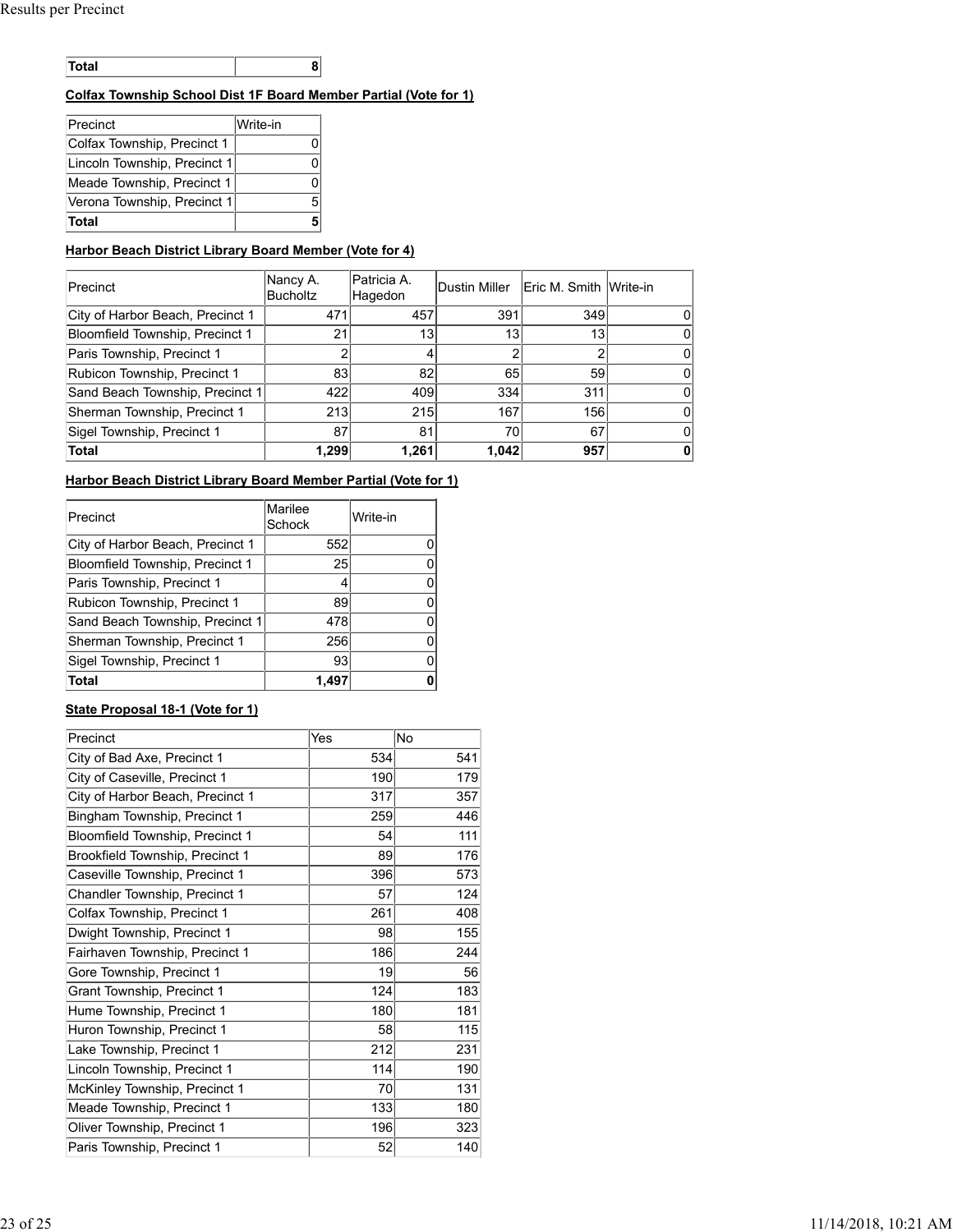| Total | 8 |
| --- | --- |

**Colfax Township School Dist 1F Board Member Partial (Vote for 1)**

| Precinct | Write-in |
| --- | --- |
| Colfax Township, Precinct 1 | 0 |
| Lincoln Township, Precinct 1 | 0 |
| Meade Township, Precinct 1 | 0 |
| Verona Township, Precinct 1 | 5 |
| **Total** | **5** |

**Harbor Beach District Library Board Member (Vote for 4)**

| Precinct | Nancy A. Bucholtz | Patricia A. Hagedon | Dustin Miller | Eric M. Smith | Write-in |
| --- | --- | --- | --- | --- | --- |
| City of Harbor Beach, Precinct 1 | 471 | 457 | 391 | 349 | 0 |
| Bloomfield Township, Precinct 1 | 21 | 13 | 13 | 13 | 0 |
| Paris Township, Precinct 1 | 2 | 4 | 2 | 2 | 0 |
| Rubicon Township, Precinct 1 | 83 | 82 | 65 | 59 | 0 |
| Sand Beach Township, Precinct 1 | 422 | 409 | 334 | 311 | 0 |
| Sherman Township, Precinct 1 | 213 | 215 | 167 | 156 | 0 |
| Sigel Township, Precinct 1 | 87 | 81 | 70 | 67 | 0 |
| **Total** | **1,299** | **1,261** | **1,042** | **957** | **0** |

**Harbor Beach District Library Board Member Partial (Vote for 1)**

| Precinct | Marilee Schock | Write-in |
| --- | --- | --- |
| City of Harbor Beach, Precinct 1 | 552 | 0 |
| Bloomfield Township, Precinct 1 | 25 | 0 |
| Paris Township, Precinct 1 | 4 | 0 |
| Rubicon Township, Precinct 1 | 89 | 0 |
| Sand Beach Township, Precinct 1 | 478 | 0 |
| Sherman Township, Precinct 1 | 256 | 0 |
| Sigel Township, Precinct 1 | 93 | 0 |
| **Total** | **1,497** | **0** |

**State Proposal 18-1 (Vote for 1)**

| Precinct | Yes | No |
| --- | --- | --- |
| City of Bad Axe, Precinct 1 | 534 | 541 |
| City of Caseville, Precinct 1 | 190 | 179 |
| City of Harbor Beach, Precinct 1 | 317 | 357 |
| Bingham Township, Precinct 1 | 259 | 446 |
| Bloomfield Township, Precinct 1 | 54 | 111 |
| Brookfield Township, Precinct 1 | 89 | 176 |
| Caseville Township, Precinct 1 | 396 | 573 |
| Chandler Township, Precinct 1 | 57 | 124 |
| Colfax Township, Precinct 1 | 261 | 408 |
| Dwight Township, Precinct 1 | 98 | 155 |
| Fairhaven Township, Precinct 1 | 186 | 244 |
| Gore Township, Precinct 1 | 19 | 56 |
| Grant Township, Precinct 1 | 124 | 183 |
| Hume Township, Precinct 1 | 180 | 181 |
| Huron Township, Precinct 1 | 58 | 115 |
| Lake Township, Precinct 1 | 212 | 231 |
| Lincoln Township, Precinct 1 | 114 | 190 |
| McKinley Township, Precinct 1 | 70 | 131 |
| Meade Township, Precinct 1 | 133 | 180 |
| Oliver Township, Precinct 1 | 196 | 323 |
| Paris Township, Precinct 1 | 52 | 140 |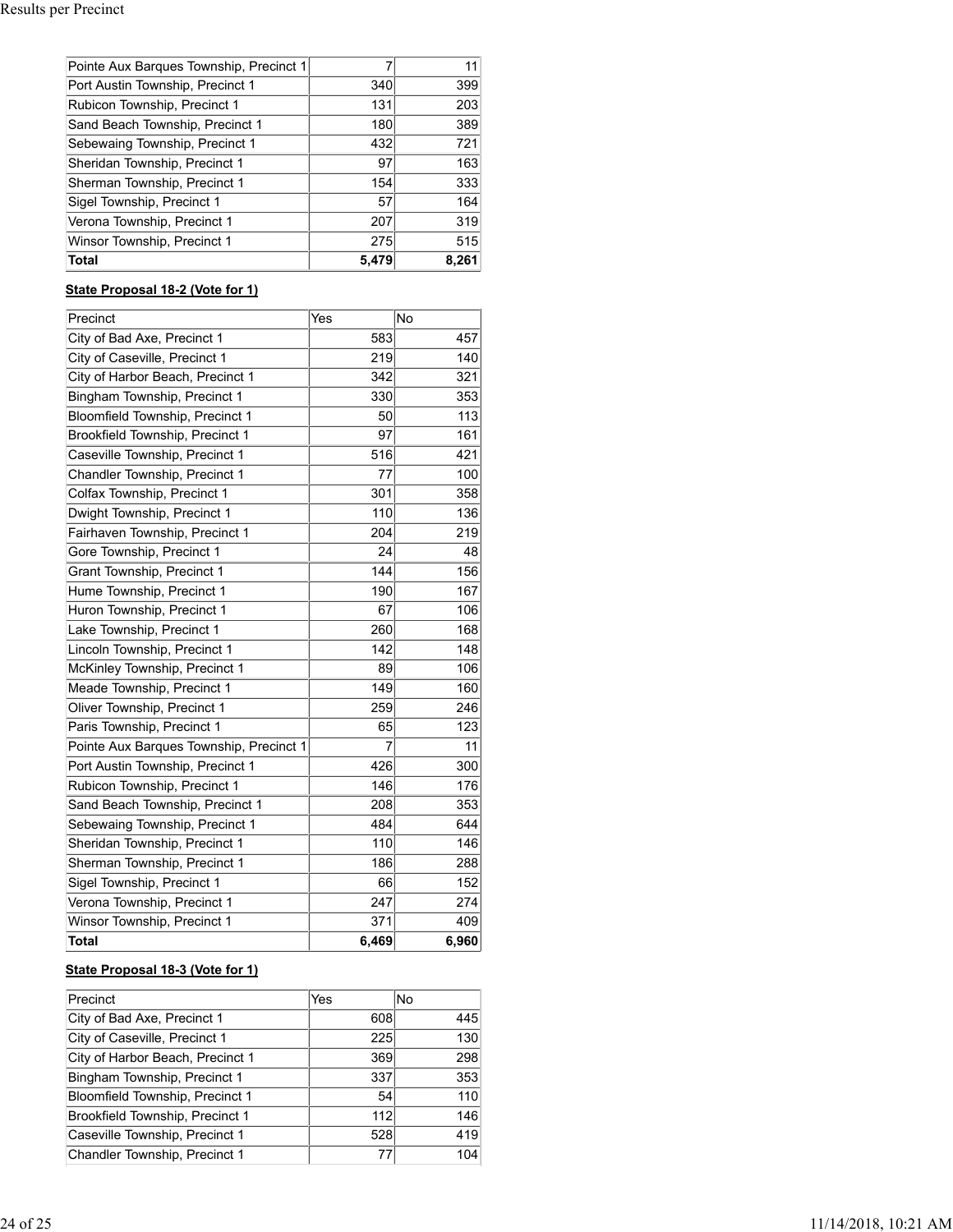| | | |
|---|---|---|
| Pointe Aux Barques Township, Precinct 1 | 7 | 11 |
| Port Austin Township, Precinct 1 | 340 | 399 |
| Rubicon Township, Precinct 1 | 131 | 203 |
| Sand Beach Township, Precinct 1 | 180 | 389 |
| Sebewaing Township, Precinct 1 | 432 | 721 |
| Sheridan Township, Precinct 1 | 97 | 163 |
| Sherman Township, Precinct 1 | 154 | 333 |
| Sigel Township, Precinct 1 | 57 | 164 |
| Verona Township, Precinct 1 | 207 | 319 |
| Winsor Township, Precinct 1 | 275 | 515 |
| **Total** | **5,479** | **8,261** |

**State Proposal 18-2 (Vote for 1)**

| Precinct | Yes | No |
|---|---|---|
| City of Bad Axe, Precinct 1 | 583 | 457 |
| City of Caseville, Precinct 1 | 219 | 140 |
| City of Harbor Beach, Precinct 1 | 342 | 321 |
| Bingham Township, Precinct 1 | 330 | 353 |
| Bloomfield Township, Precinct 1 | 50 | 113 |
| Brookfield Township, Precinct 1 | 97 | 161 |
| Caseville Township, Precinct 1 | 516 | 421 |
| Chandler Township, Precinct 1 | 77 | 100 |
| Colfax Township, Precinct 1 | 301 | 358 |
| Dwight Township, Precinct 1 | 110 | 136 |
| Fairhaven Township, Precinct 1 | 204 | 219 |
| Gore Township, Precinct 1 | 24 | 48 |
| Grant Township, Precinct 1 | 144 | 156 |
| Hume Township, Precinct 1 | 190 | 167 |
| Huron Township, Precinct 1 | 67 | 106 |
| Lake Township, Precinct 1 | 260 | 168 |
| Lincoln Township, Precinct 1 | 142 | 148 |
| McKinley Township, Precinct 1 | 89 | 106 |
| Meade Township, Precinct 1 | 149 | 160 |
| Oliver Township, Precinct 1 | 259 | 246 |
| Paris Township, Precinct 1 | 65 | 123 |
| Pointe Aux Barques Township, Precinct 1 | 7 | 11 |
| Port Austin Township, Precinct 1 | 426 | 300 |
| Rubicon Township, Precinct 1 | 146 | 176 |
| Sand Beach Township, Precinct 1 | 208 | 353 |
| Sebewaing Township, Precinct 1 | 484 | 644 |
| Sheridan Township, Precinct 1 | 110 | 146 |
| Sherman Township, Precinct 1 | 186 | 288 |
| Sigel Township, Precinct 1 | 66 | 152 |
| Verona Township, Precinct 1 | 247 | 274 |
| Winsor Township, Precinct 1 | 371 | 409 |
| **Total** | **6,469** | **6,960** |

**State Proposal 18-3 (Vote for 1)**

| Precinct | Yes | No |
|---|---|---|
| City of Bad Axe, Precinct 1 | 608 | 445 |
| City of Caseville, Precinct 1 | 225 | 130 |
| City of Harbor Beach, Precinct 1 | 369 | 298 |
| Bingham Township, Precinct 1 | 337 | 353 |
| Bloomfield Township, Precinct 1 | 54 | 110 |
| Brookfield Township, Precinct 1 | 112 | 146 |
| Caseville Township, Precinct 1 | 528 | 419 |
| Chandler Township, Precinct 1 | 77 | 104 |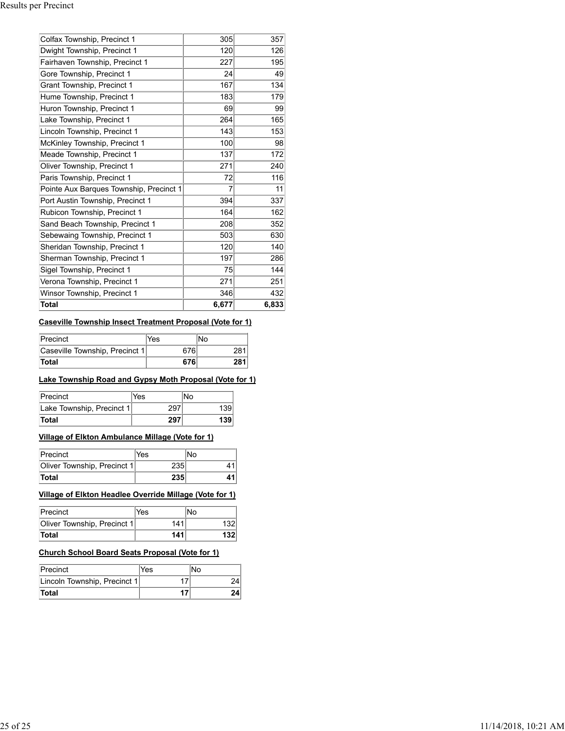| | | |
|---|---|---|
| Colfax Township, Precinct 1 | 305 | 357 |
| Dwight Township, Precinct 1 | 120 | 126 |
| Fairhaven Township, Precinct 1 | 227 | 195 |
| Gore Township, Precinct 1 | 24 | 49 |
| Grant Township, Precinct 1 | 167 | 134 |
| Hume Township, Precinct 1 | 183 | 179 |
| Huron Township, Precinct 1 | 69 | 99 |
| Lake Township, Precinct 1 | 264 | 165 |
| Lincoln Township, Precinct 1 | 143 | 153 |
| McKinley Township, Precinct 1 | 100 | 98 |
| Meade Township, Precinct 1 | 137 | 172 |
| Oliver Township, Precinct 1 | 271 | 240 |
| Paris Township, Precinct 1 | 72 | 116 |
| Pointe Aux Barques Township, Precinct 1 | 7 | 11 |
| Port Austin Township, Precinct 1 | 394 | 337 |
| Rubicon Township, Precinct 1 | 164 | 162 |
| Sand Beach Township, Precinct 1 | 208 | 352 |
| Sebewaing Township, Precinct 1 | 503 | 630 |
| Sheridan Township, Precinct 1 | 120 | 140 |
| Sherman Township, Precinct 1 | 197 | 286 |
| Sigel Township, Precinct 1 | 75 | 144 |
| Verona Township, Precinct 1 | 271 | 251 |
| Winsor Township, Precinct 1 | 346 | 432 |
| **Total** | **6,677** | **6,833** |

**Caseville Township Insect Treatment Proposal (Vote for 1)**

| Precinct | Yes | No |
|---|---|---|
| Caseville Township, Precinct 1 | 676 | 281 |
| **Total** | **676** | **281** |

**Lake Township Road and Gypsy Moth Proposal (Vote for 1)**

| Precinct | Yes | No |
|---|---|---|
| Lake Township, Precinct 1 | 297 | 139 |
| **Total** | **297** | **139** |

**Village of Elkton Ambulance Millage (Vote for 1)**

| Precinct | Yes | No |
|---|---|---|
| Oliver Township, Precinct 1 | 235 | 41 |
| **Total** | **235** | **41** |

**Village of Elkton Headlee Override Millage (Vote for 1)**

| Precinct | Yes | No |
|---|---|---|
| Oliver Township, Precinct 1 | 141 | 132 |
| **Total** | **141** | **132** |

**Church School Board Seats Proposal (Vote for 1)**

| Precinct | Yes | No |
|---|---|---|
| Lincoln Township, Precinct 1 | 17 | 24 |
| **Total** | **17** | **24** |